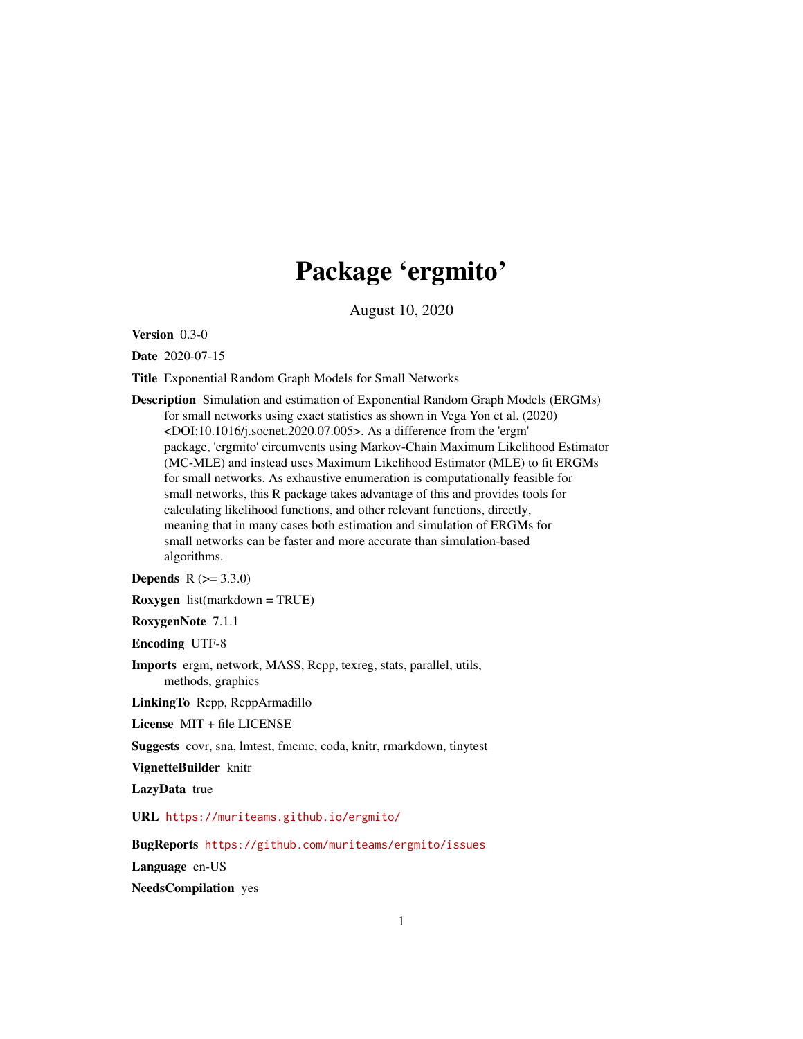# Package 'ergmito'

August 10, 2020

**Version** 0.3-0

**Date** 2020-07-15

**Title** Exponential Random Graph Models for Small Networks

**Description** Simulation and estimation of Exponential Random Graph Models (ERGMs) for small networks using exact statistics as shown in Vega Yon et al. (2020) <DOI:10.1016/j.socnet.2020.07.005>. As a difference from the 'ergm' package, 'ergmito' circumvents using Markov-Chain Maximum Likelihood Estimator (MC-MLE) and instead uses Maximum Likelihood Estimator (MLE) to fit ERGMs for small networks. As exhaustive enumeration is computationally feasible for small networks, this R package takes advantage of this and provides tools for calculating likelihood functions, and other relevant functions, directly, meaning that in many cases both estimation and simulation of ERGMs for small networks can be faster and more accurate than simulation-based algorithms.

**Depends** R (>= 3.3.0)

**Roxygen** list(markdown = TRUE)

**RoxygenNote** 7.1.1

**Encoding** UTF-8

**Imports** ergm, network, MASS, Rcpp, texreg, stats, parallel, utils, methods, graphics

**LinkingTo** Rcpp, RcppArmadillo

**License** MIT + file LICENSE

**Suggests** covr, sna, lmtest, fmcmc, coda, knitr, rmarkdown, tinytest

**VignetteBuilder** knitr

**LazyData** true

**URL** https://muriteams.github.io/ergmito/

**BugReports** https://github.com/muriteams/ergmito/issues

**Language** en-US

**NeedsCompilation** yes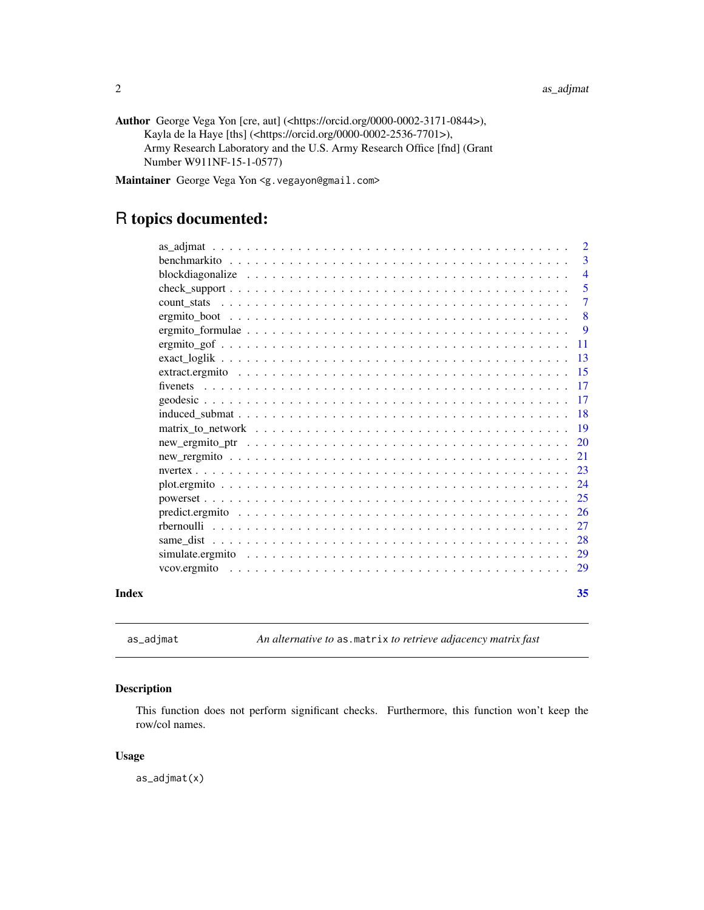**Author** George Vega Yon [cre, aut] (<https://orcid.org/0000-0002-3171-0844>),
Kayla de la Haye [ths] (<https://orcid.org/0000-0002-2536-7701>),
Army Research Laboratory and the U.S. Army Research Office [fnd] (Grant Number W911NF-15-1-0577)

**Maintainer** George Vega Yon <g.vegayon@gmail.com>

# R topics documented:

| | |
|---|---|
| as_adjmat | 2 |
| benchmarkito | 3 |
| blockdiagonalize | 4 |
| check_support | 5 |
| count_stats | 7 |
| ergmito_boot | 8 |
| ergmito_formulae | 9 |
| ergmito_gof | 11 |
| exact_loglik | 13 |
| extract.ergmito | 15 |
| fivenets | 17 |
| geodesic | 17 |
| induced_submat | 18 |
| matrix_to_network | 19 |
| new_ergmito_ptr | 20 |
| new_rergmito | 21 |
| nvertex | 23 |
| plot.ergmito | 24 |
| powerset | 25 |
| predict.ergmito | 26 |
| rbernoulli | 27 |
| same_dist | 28 |
| simulate.ergmito | 29 |
| vcov.ergmito | 29 |
| **Index** | **35** |

---

`as_adjmat` — *An alternative to* `as.matrix` *to retrieve adjacency matrix fast*

---

## Description

This function does not perform significant checks. Furthermore, this function won't keep the row/col names.

## Usage

```
as_adjmat(x)
```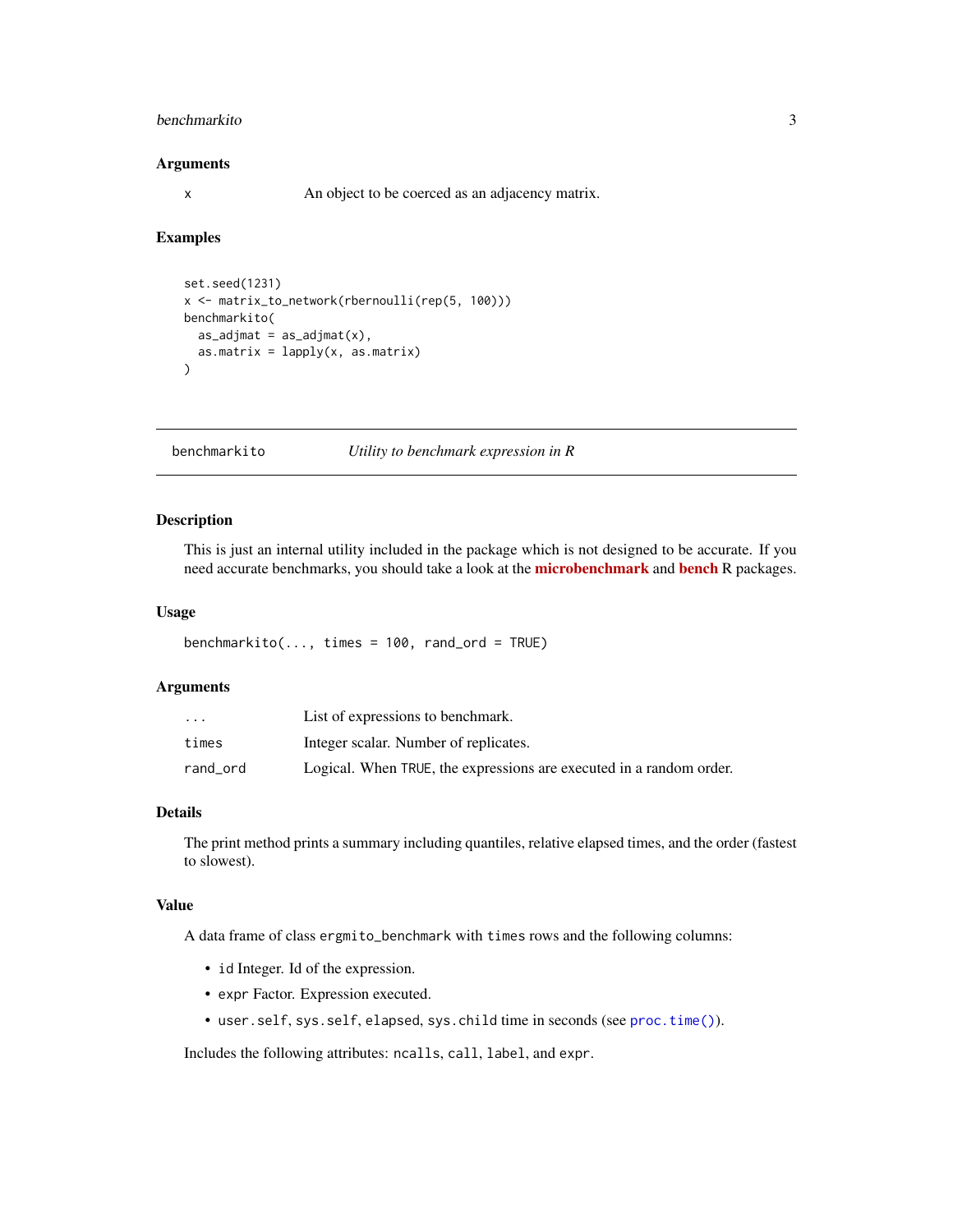### Arguments

| | |
|---|---|
| x | An object to be coerced as an adjacency matrix. |

### Examples

```
set.seed(1231)
x <- matrix_to_network(rbernoulli(rep(5, 100)))
benchmarkito(
  as_adjmat = as_adjmat(x),
  as.matrix = lapply(x, as.matrix)
)
```

---

## benchmarkito — *Utility to benchmark expression in R*

### Description

This is just an internal utility included in the package which is not designed to be accurate. If you need accurate benchmarks, you should take a look at the **microbenchmark** and **bench** R packages.

### Usage

```
benchmarkito(..., times = 100, rand_ord = TRUE)
```

### Arguments

| | |
|---|---|
| ... | List of expressions to benchmark. |
| times | Integer scalar. Number of replicates. |
| rand_ord | Logical. When TRUE, the expressions are executed in a random order. |

### Details

The print method prints a summary including quantiles, relative elapsed times, and the order (fastest to slowest).

### Value

A data frame of class `ergmito_benchmark` with `times` rows and the following columns:

- `id` Integer. Id of the expression.
- `expr` Factor. Expression executed.
- `user.self`, `sys.self`, `elapsed`, `sys.child` time in seconds (see `proc.time()`).

Includes the following attributes: `ncalls`, `call`, `label`, and `expr`.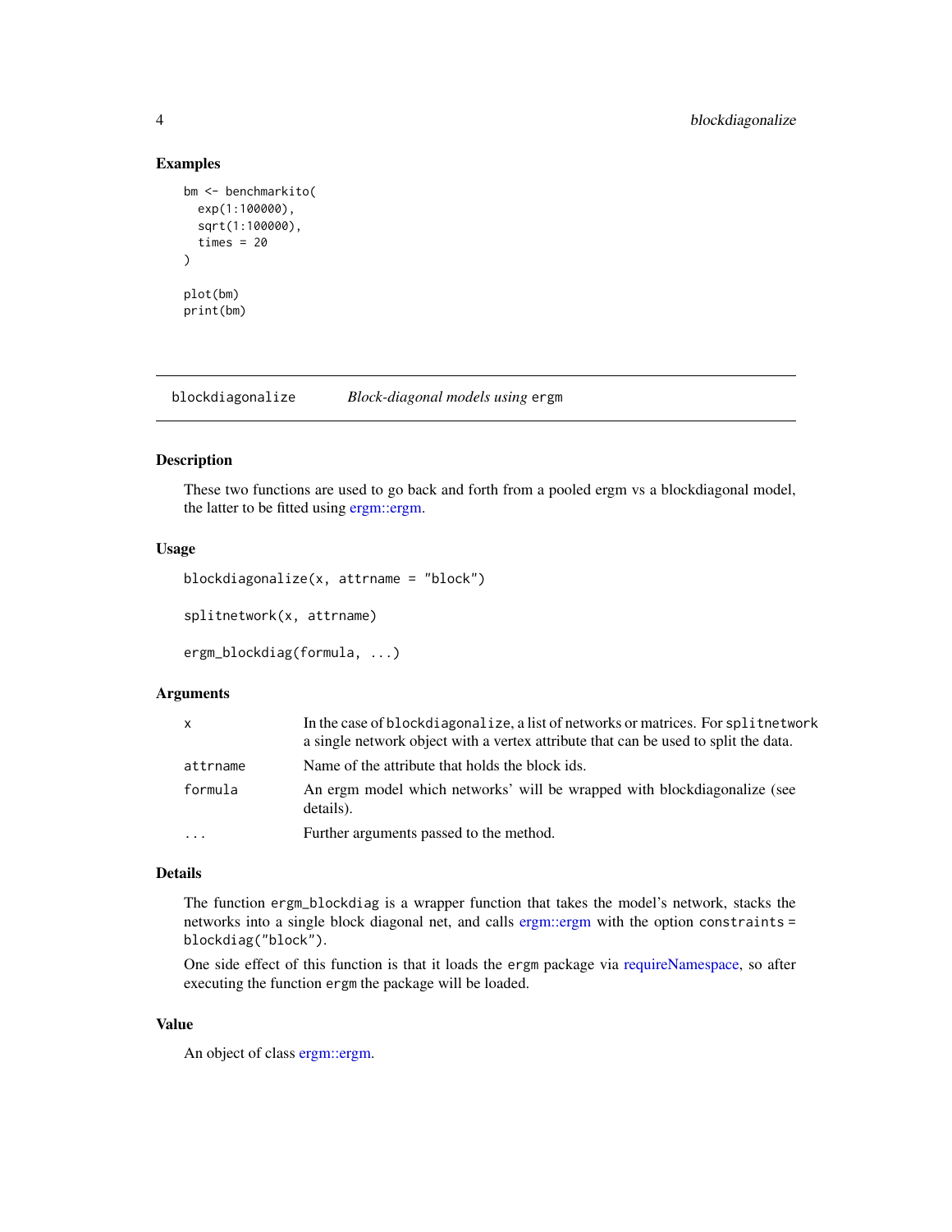### Examples

```
bm <- benchmarkito(
  exp(1:100000),
  sqrt(1:100000),
  times = 20
)

plot(bm)
print(bm)
```

---

## blockdiagonalize *Block-diagonal models using* ergm

### Description

These two functions are used to go back and forth from a pooled ergm vs a blockdiagonal model, the latter to be fitted using ergm::ergm.

### Usage

```
blockdiagonalize(x, attrname = "block")

splitnetwork(x, attrname)

ergm_blockdiag(formula, ...)
```

### Arguments

| | |
|---|---|
| `x` | In the case of `blockdiagonalize`, a list of networks or matrices. For `splitnetwork` a single network object with a vertex attribute that can be used to split the data. |
| `attrname` | Name of the attribute that holds the block ids. |
| `formula` | An ergm model which networks' will be wrapped with blockdiagonalize (see details). |
| `...` | Further arguments passed to the method. |

### Details

The function `ergm_blockdiag` is a wrapper function that takes the model's network, stacks the networks into a single block diagonal net, and calls ergm::ergm with the option `constraints = blockdiag("block")`.

One side effect of this function is that it loads the `ergm` package via requireNamespace, so after executing the function `ergm` the package will be loaded.

### Value

An object of class ergm::ergm.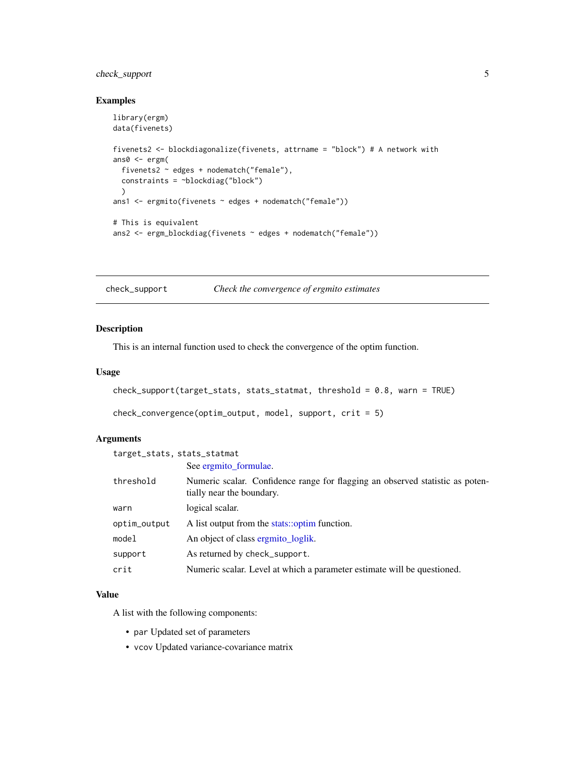## Examples

```
library(ergm)
data(fivenets)

fivenets2 <- blockdiagonalize(fivenets, attrname = "block") # A network with
ans0 <- ergm(
  fivenets2 ~ edges + nodematch("female"),
  constraints = ~blockdiag("block")
  )
ans1 <- ergmito(fivenets ~ edges + nodematch("female"))

# This is equivalent
ans2 <- ergm_blockdiag(fivenets ~ edges + nodematch("female"))
```

---

## check_support — *Check the convergence of ergmito estimates*

---

### Description

This is an internal function used to check the convergence of the optim function.

### Usage

```
check_support(target_stats, stats_statmat, threshold = 0.8, warn = TRUE)

check_convergence(optim_output, model, support, crit = 5)
```

### Arguments

| | |
|---|---|
| `target_stats, stats_statmat` | See ergmito_formulae. |
| `threshold` | Numeric scalar. Confidence range for flagging an observed statistic as potentially near the boundary. |
| `warn` | logical scalar. |
| `optim_output` | A list output from the stats::optim function. |
| `model` | An object of class ergmito_loglik. |
| `support` | As returned by `check_support`. |
| `crit` | Numeric scalar. Level at which a parameter estimate will be questioned. |

### Value

A list with the following components:

- `par` Updated set of parameters
- `vcov` Updated variance-covariance matrix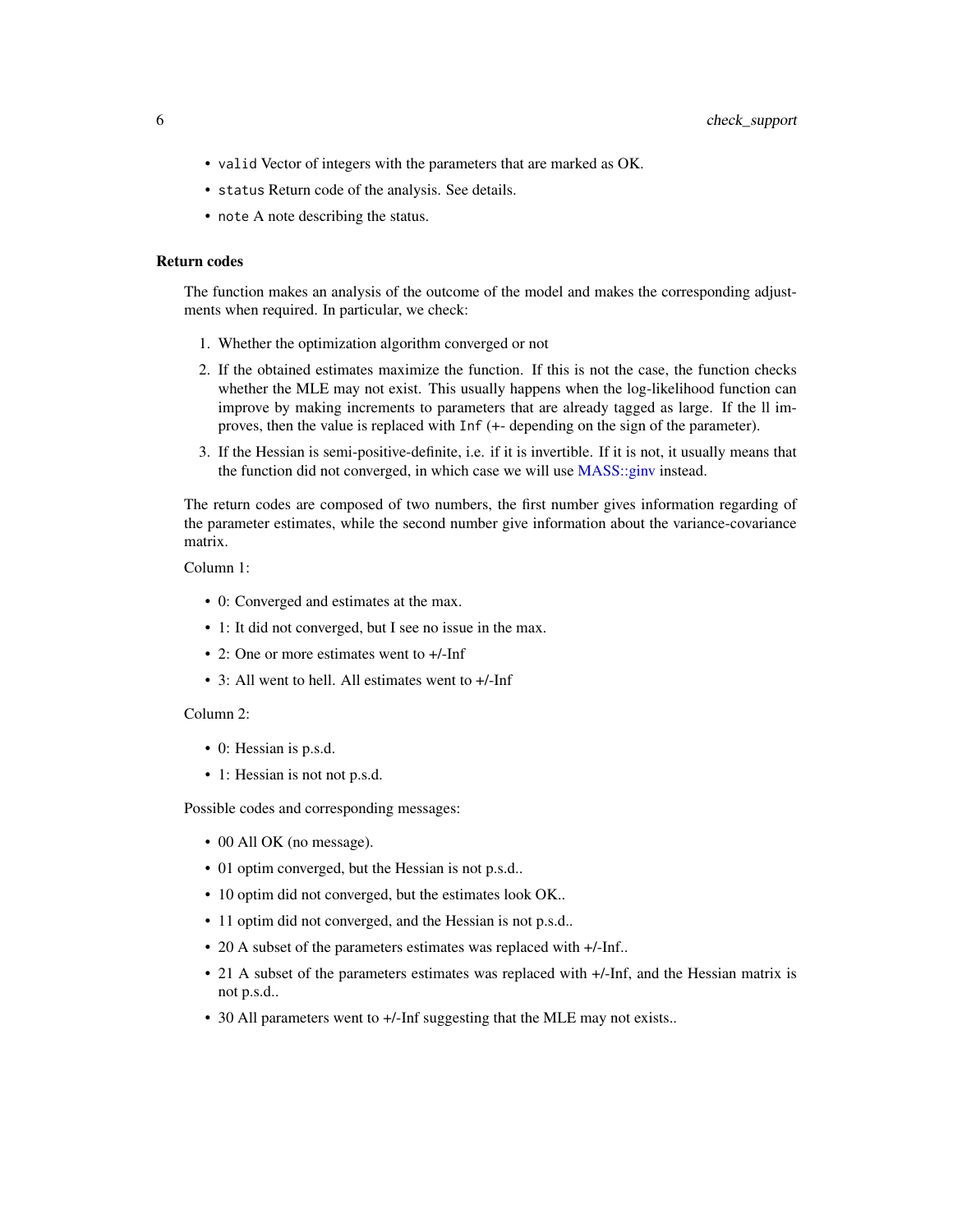- `valid` Vector of integers with the parameters that are marked as OK.
- `status` Return code of the analysis. See details.
- `note` A note describing the status.

### Return codes

The function makes an analysis of the outcome of the model and makes the corresponding adjustments when required. In particular, we check:

1. Whether the optimization algorithm converged or not
2. If the obtained estimates maximize the function. If this is not the case, the function checks whether the MLE may not exist. This usually happens when the log-likelihood function can improve by making increments to parameters that are already tagged as large. If the ll improves, then the value is replaced with `Inf` (+- depending on the sign of the parameter).
3. If the Hessian is semi-positive-definite, i.e. if it is invertible. If it is not, it usually means that the function did not converged, in which case we will use MASS::ginv instead.

The return codes are composed of two numbers, the first number gives information regarding of the parameter estimates, while the second number give information about the variance-covariance matrix.

Column 1:

- 0: Converged and estimates at the max.
- 1: It did not converged, but I see no issue in the max.
- 2: One or more estimates went to +/-Inf
- 3: All went to hell. All estimates went to +/-Inf

Column 2:

- 0: Hessian is p.s.d.
- 1: Hessian is not not p.s.d.

Possible codes and corresponding messages:

- 00 All OK (no message).
- 01 optim converged, but the Hessian is not p.s.d..
- 10 optim did not converged, but the estimates look OK..
- 11 optim did not converged, and the Hessian is not p.s.d..
- 20 A subset of the parameters estimates was replaced with +/-Inf..
- 21 A subset of the parameters estimates was replaced with +/-Inf, and the Hessian matrix is not p.s.d..
- 30 All parameters went to +/-Inf suggesting that the MLE may not exists..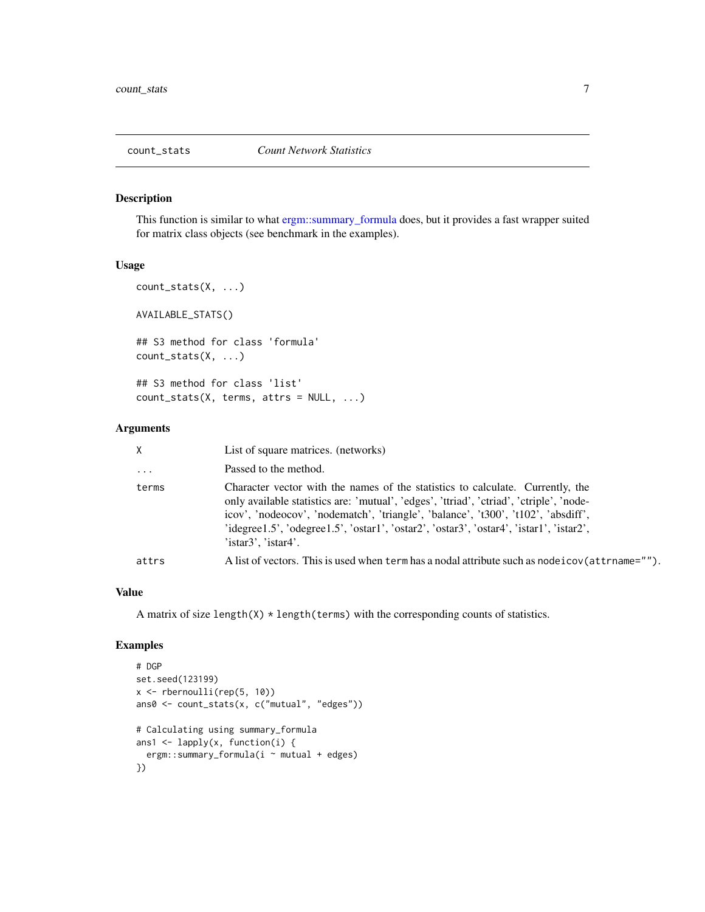## count_stats *Count Network Statistics*

### Description

This function is similar to what ergm::summary_formula does, but it provides a fast wrapper suited for matrix class objects (see benchmark in the examples).

### Usage

```
count_stats(X, ...)

AVAILABLE_STATS()

## S3 method for class 'formula'
count_stats(X, ...)

## S3 method for class 'list'
count_stats(X, terms, attrs = NULL, ...)
```

### Arguments

| | |
|---|---|
| X | List of square matrices. (networks) |
| ... | Passed to the method. |
| terms | Character vector with the names of the statistics to calculate. Currently, the only available statistics are: 'mutual', 'edges', 'ttriad', 'ctriad', 'ctriple', 'nodeicov', 'nodeocov', 'nodematch', 'triangle', 'balance', 't300', 't102', 'absdiff', 'idegree1.5', 'odegree1.5', 'ostar1', 'ostar2', 'ostar3', 'ostar4', 'istar1', 'istar2', 'istar3', 'istar4'. |
| attrs | A list of vectors. This is used when `term` has a nodal attribute such as `nodeicov(attrname="")`. |

### Value

A matrix of size `length(X) * length(terms)` with the corresponding counts of statistics.

### Examples

```
# DGP
set.seed(123199)
x <- rbernoulli(rep(5, 10))
ans0 <- count_stats(x, c("mutual", "edges"))

# Calculating using summary_formula
ans1 <- lapply(x, function(i) {
  ergm::summary_formula(i ~ mutual + edges)
})
```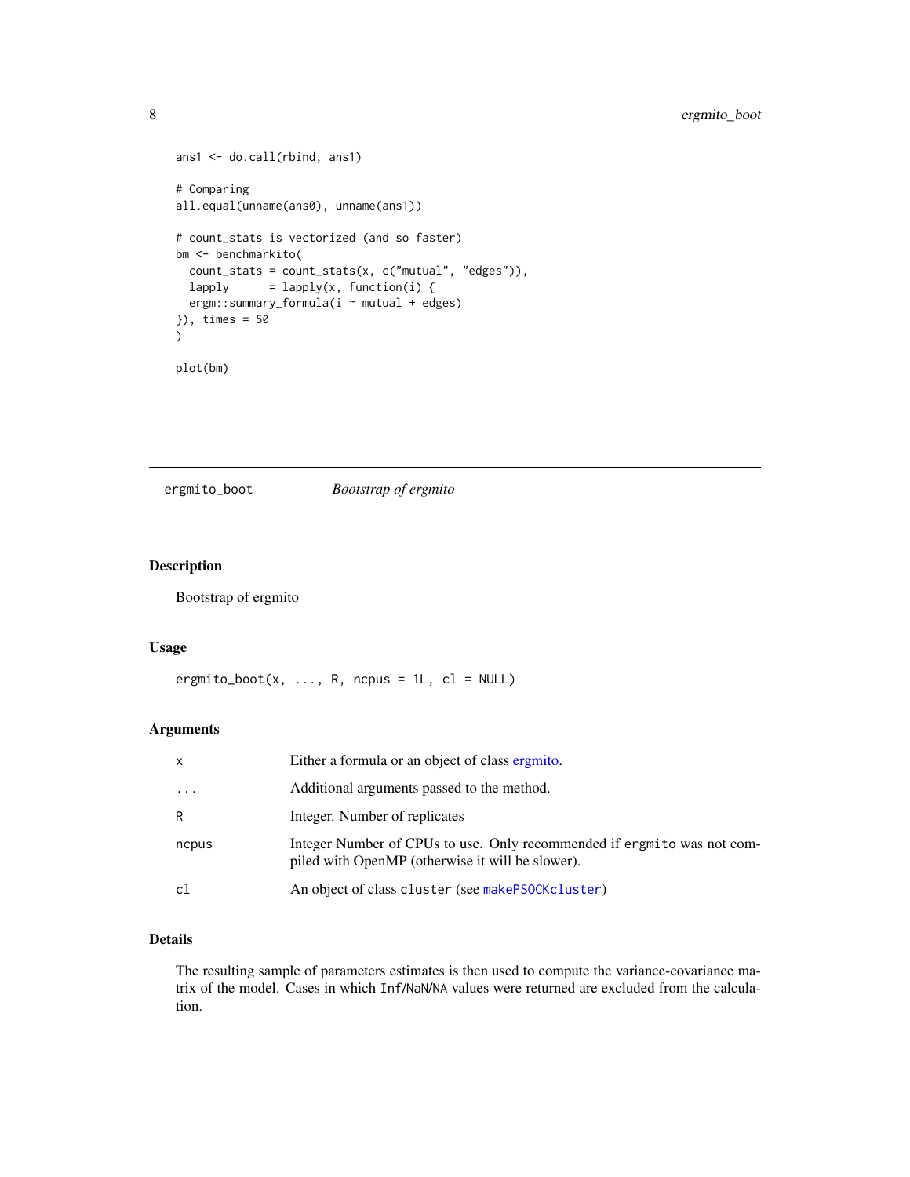```
ans1 <- do.call(rbind, ans1)

# Comparing
all.equal(unname(ans0), unname(ans1))

# count_stats is vectorized (and so faster)
bm <- benchmarkito(
  count_stats = count_stats(x, c("mutual", "edges")),
  lapply      = lapply(x, function(i) {
  ergm::summary_formula(i ~ mutual + edges)
}), times = 50
)

plot(bm)
```

## ergmito_boot — *Bootstrap of ergmito*

### Description

Bootstrap of ergmito

### Usage

```
ergmito_boot(x, ..., R, ncpus = 1L, cl = NULL)
```

### Arguments

| | |
|---|---|
| x | Either a formula or an object of class ergmito. |
| ... | Additional arguments passed to the method. |
| R | Integer. Number of replicates |
| ncpus | Integer Number of CPUs to use. Only recommended if `ergmito` was not compiled with OpenMP (otherwise it will be slower). |
| cl | An object of class `cluster` (see `makePSOCKcluster`) |

### Details

The resulting sample of parameters estimates is then used to compute the variance-covariance matrix of the model. Cases in which `Inf`/`NaN`/`NA` values were returned are excluded from the calculation.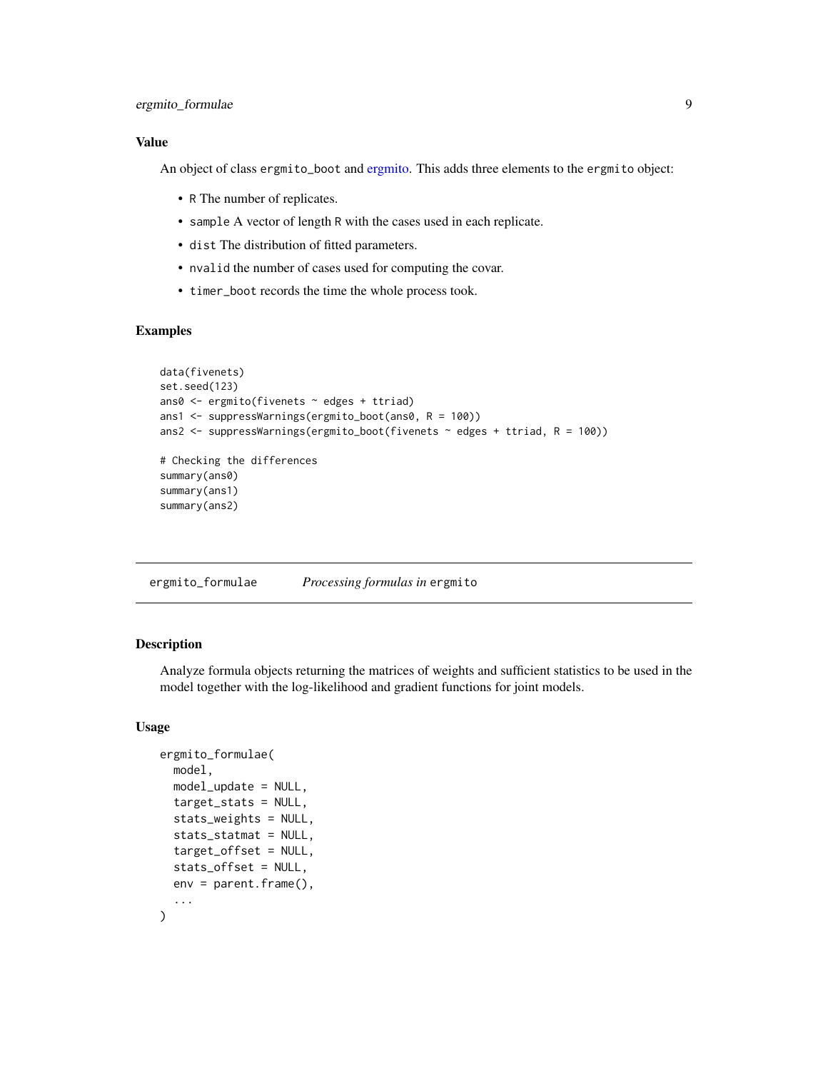### Value

An object of class ergmito_boot and ergmito. This adds three elements to the ergmito object:

- R The number of replicates.
- sample A vector of length R with the cases used in each replicate.
- dist The distribution of fitted parameters.
- nvalid the number of cases used for computing the covar.
- timer_boot records the time the whole process took.

### Examples

```
data(fivenets)
set.seed(123)
ans0 <- ergmito(fivenets ~ edges + ttriad)
ans1 <- suppressWarnings(ergmito_boot(ans0, R = 100))
ans2 <- suppressWarnings(ergmito_boot(fivenets ~ edges + ttriad, R = 100))

# Checking the differences
summary(ans0)
summary(ans1)
summary(ans2)
```

---

## ergmito_formulae *Processing formulas in* ergmito

### Description

Analyze formula objects returning the matrices of weights and sufficient statistics to be used in the model together with the log-likelihood and gradient functions for joint models.

### Usage

```
ergmito_formulae(
  model,
  model_update = NULL,
  target_stats = NULL,
  stats_weights = NULL,
  stats_statmat = NULL,
  target_offset = NULL,
  stats_offset = NULL,
  env = parent.frame(),
  ...
)
```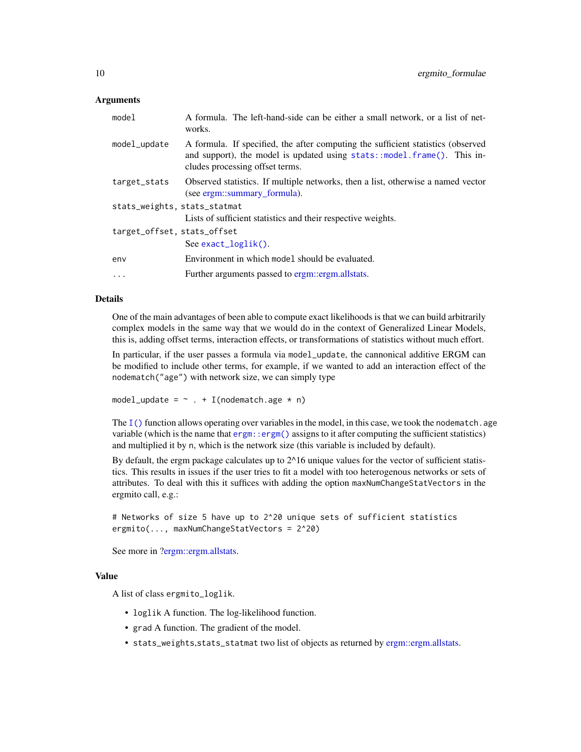### Arguments

| | |
|---|---|
| `model` | A formula. The left-hand-side can be either a small network, or a list of networks. |
| `model_update` | A formula. If specified, the after computing the sufficient statistics (observed and support), the model is updated using `stats::model.frame()`. This includes processing offset terms. |
| `target_stats` | Observed statistics. If multiple networks, then a list, otherwise a named vector (see ergm::summary_formula). |
| `stats_weights, stats_statmat` | Lists of sufficient statistics and their respective weights. |
| `target_offset, stats_offset` | See `exact_loglik()`. |
| `env` | Environment in which `model` should be evaluated. |
| `...` | Further arguments passed to ergm::ergm.allstats. |

### Details

One of the main advantages of been able to compute exact likelihoods is that we can build arbitrarily complex models in the same way that we would do in the context of Generalized Linear Models, this is, adding offset terms, interaction effects, or transformations of statistics without much effort.

In particular, if the user passes a formula via `model_update`, the cannonical additive ERGM can be modified to include other terms, for example, if we wanted to add an interaction effect of the `nodematch("age")` with network size, we can simply type

```
model_update = ~ . + I(nodematch.age * n)
```

The `I()` function allows operating over variables in the model, in this case, we took the `nodematch.age` variable (which is the name that `ergm::ergm()` assigns to it after computing the sufficient statistics) and multiplied it by `n`, which is the network size (this variable is included by default).

By default, the ergm package calculates up to 2^16 unique values for the vector of sufficient statistics. This results in issues if the user tries to fit a model with too heterogenous networks or sets of attributes. To deal with this it suffices with adding the option `maxNumChangeStatVectors` in the ergmito call, e.g.:

```
# Networks of size 5 have up to 2^20 unique sets of sufficient statistics
ergmito(..., maxNumChangeStatVectors = 2^20)
```

See more in ?ergm::ergm.allstats.

### Value

A list of class `ergmito_loglik`.

- `loglik` A function. The log-likelihood function.
- `grad` A function. The gradient of the model.
- `stats_weights,stats_statmat` two list of objects as returned by ergm::ergm.allstats.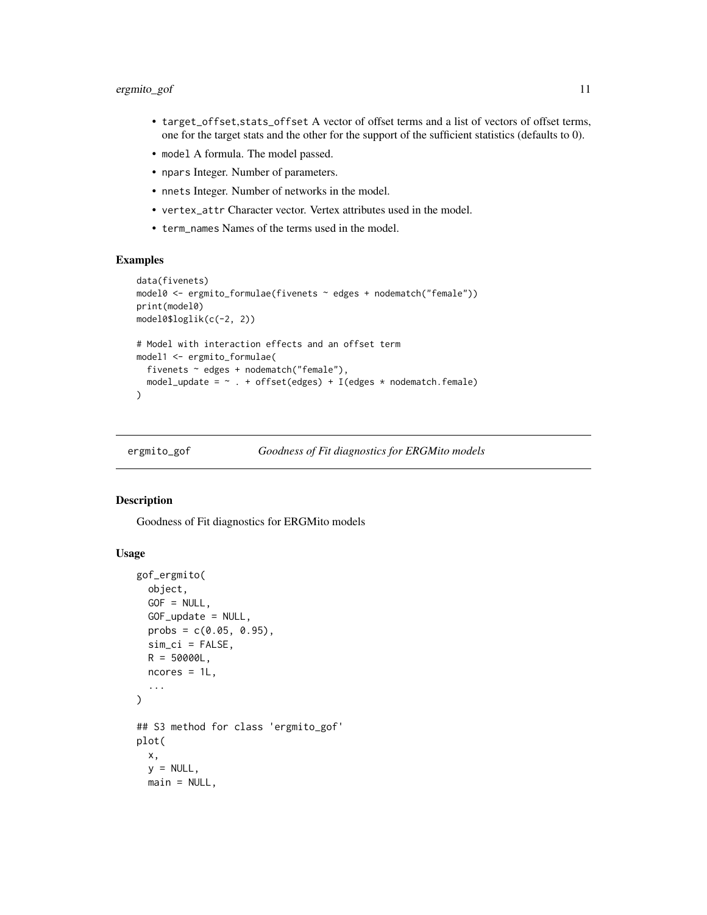- `target_offset`,`stats_offset` A vector of offset terms and a list of vectors of offset terms, one for the target stats and the other for the support of the sufficient statistics (defaults to 0).
- `model` A formula. The model passed.
- `npars` Integer. Number of parameters.
- `nnets` Integer. Number of networks in the model.
- `vertex_attr` Character vector. Vertex attributes used in the model.
- `term_names` Names of the terms used in the model.

### Examples

```
data(fivenets)
model0 <- ergmito_formulae(fivenets ~ edges + nodematch("female"))
print(model0)
model0$loglik(c(-2, 2))

# Model with interaction effects and an offset term
model1 <- ergmito_formulae(
  fivenets ~ edges + nodematch("female"),
  model_update = ~ . + offset(edges) + I(edges * nodematch.female)
)
```

---

## ergmito_gof — *Goodness of Fit diagnostics for ERGMito models*

### Description

Goodness of Fit diagnostics for ERGMito models

### Usage

```
gof_ergmito(
  object,
  GOF = NULL,
  GOF_update = NULL,
  probs = c(0.05, 0.95),
  sim_ci = FALSE,
  R = 50000L,
  ncores = 1L,
  ...
)

## S3 method for class 'ergmito_gof'
plot(
  x,
  y = NULL,
  main = NULL,
```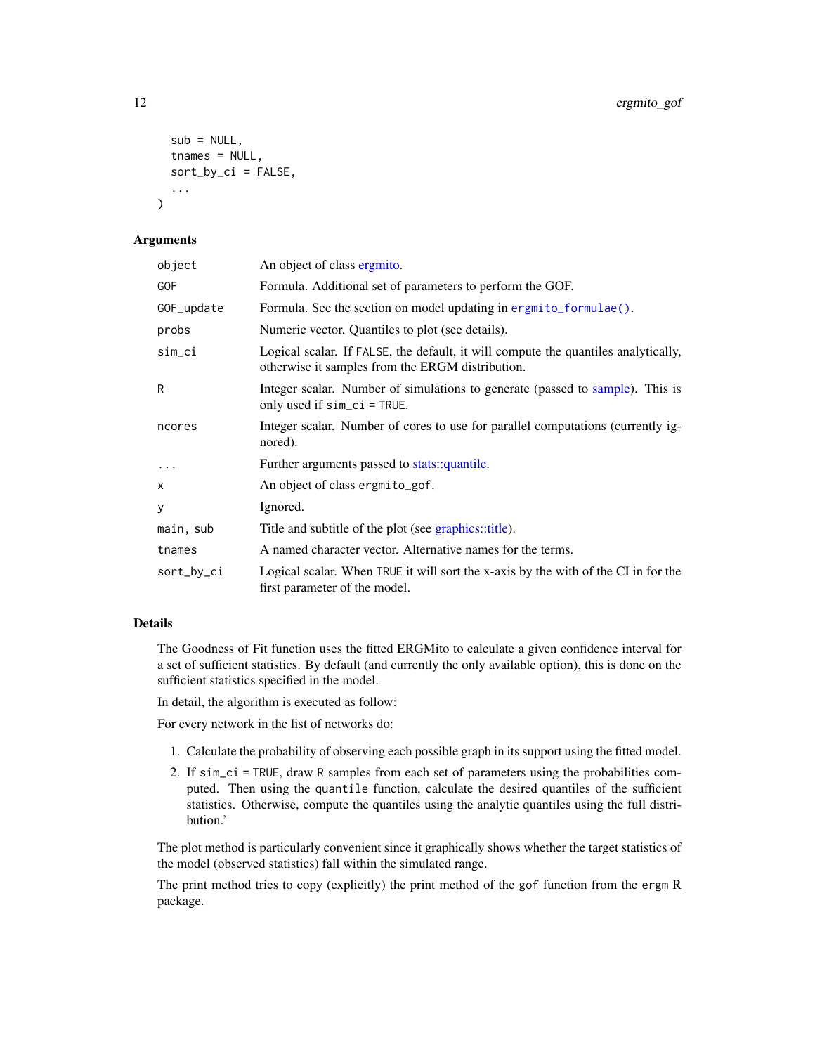```
  sub = NULL,
  tnames = NULL,
  sort_by_ci = FALSE,
  ...
)
```

### Arguments

| | |
|---|---|
| object | An object of class ergmito. |
| GOF | Formula. Additional set of parameters to perform the GOF. |
| GOF_update | Formula. See the section on model updating in `ergmito_formulae()`. |
| probs | Numeric vector. Quantiles to plot (see details). |
| sim_ci | Logical scalar. If FALSE, the default, it will compute the quantiles analytically, otherwise it samples from the ERGM distribution. |
| R | Integer scalar. Number of simulations to generate (passed to sample). This is only used if sim_ci = TRUE. |
| ncores | Integer scalar. Number of cores to use for parallel computations (currently ignored). |
| ... | Further arguments passed to stats::quantile. |
| x | An object of class ergmito_gof. |
| y | Ignored. |
| main, sub | Title and subtitle of the plot (see graphics::title). |
| tnames | A named character vector. Alternative names for the terms. |
| sort_by_ci | Logical scalar. When TRUE it will sort the x-axis by the with of the CI in for the first parameter of the model. |

### Details

The Goodness of Fit function uses the fitted ERGMito to calculate a given confidence interval for a set of sufficient statistics. By default (and currently the only available option), this is done on the sufficient statistics specified in the model.

In detail, the algorithm is executed as follow:

For every network in the list of networks do:

1. Calculate the probability of observing each possible graph in its support using the fitted model.
2. If sim_ci = TRUE, draw R samples from each set of parameters using the probabilities computed. Then using the quantile function, calculate the desired quantiles of the sufficient statistics. Otherwise, compute the quantiles using the analytic quantiles using the full distribution.'

The plot method is particularly convenient since it graphically shows whether the target statistics of the model (observed statistics) fall within the simulated range.

The print method tries to copy (explicitly) the print method of the gof function from the ergm R package.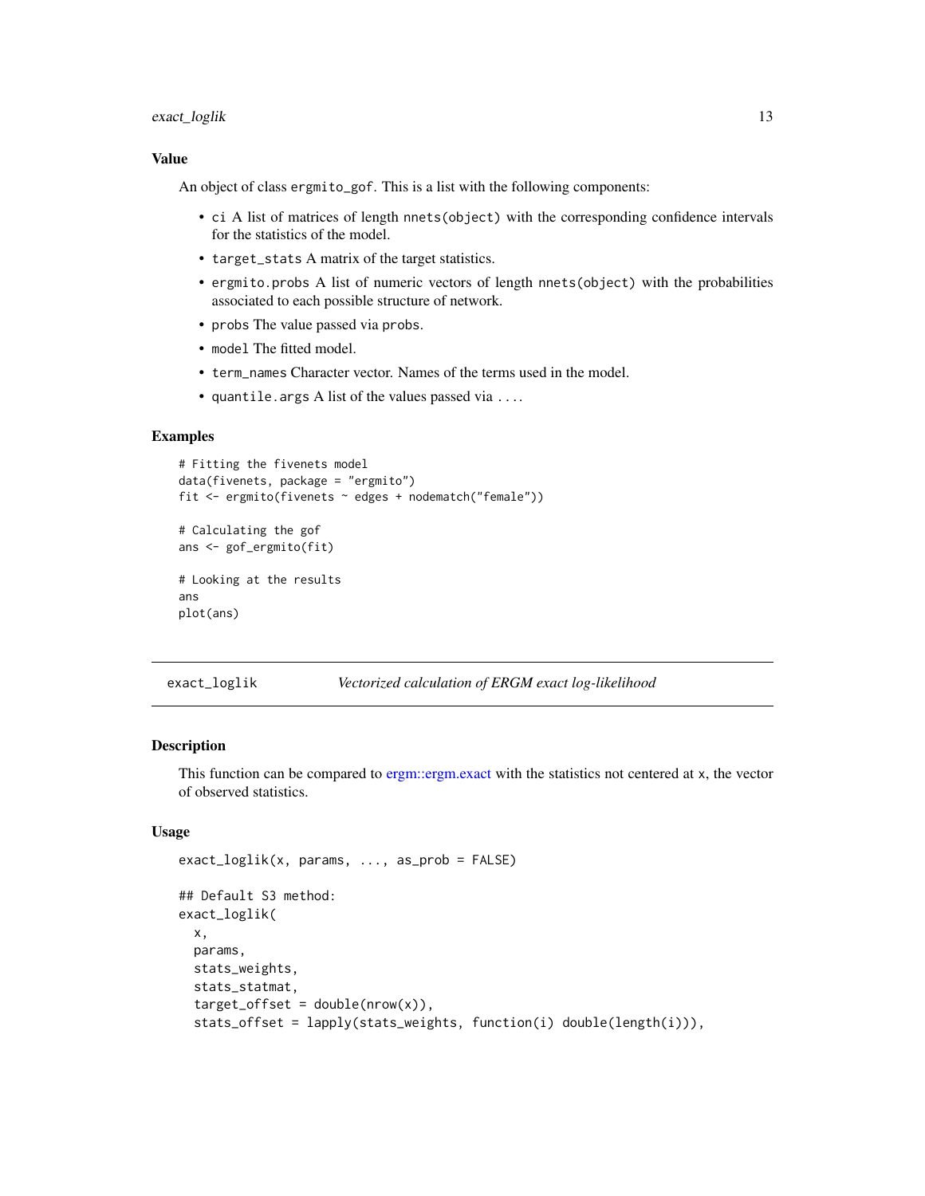### Value

An object of class `ergmito_gof`. This is a list with the following components:

- `ci` A list of matrices of length `nnets(object)` with the corresponding confidence intervals for the statistics of the model.
- `target_stats` A matrix of the target statistics.
- `ergmito.probs` A list of numeric vectors of length `nnets(object)` with the probabilities associated to each possible structure of network.
- `probs` The value passed via `probs`.
- `model` The fitted model.
- `term_names` Character vector. Names of the terms used in the model.
- `quantile.args` A list of the values passed via `...`.

### Examples

```
# Fitting the fivenets model
data(fivenets, package = "ergmito")
fit <- ergmito(fivenets ~ edges + nodematch("female"))

# Calculating the gof
ans <- gof_ergmito(fit)

# Looking at the results
ans
plot(ans)
```

---

## exact_loglik — *Vectorized calculation of ERGM exact log-likelihood*

---

### Description

This function can be compared to ergm::ergm.exact with the statistics not centered at `x`, the vector of observed statistics.

### Usage

```
exact_loglik(x, params, ..., as_prob = FALSE)

## Default S3 method:
exact_loglik(
  x,
  params,
  stats_weights,
  stats_statmat,
  target_offset = double(nrow(x)),
  stats_offset = lapply(stats_weights, function(i) double(length(i))),
```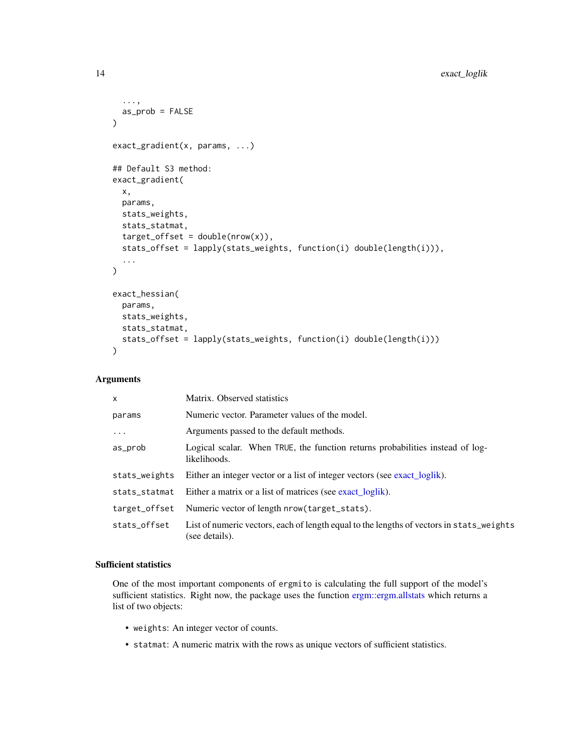```
  ...,
  as_prob = FALSE
)

exact_gradient(x, params, ...)

## Default S3 method:
exact_gradient(
  x,
  params,
  stats_weights,
  stats_statmat,
  target_offset = double(nrow(x)),
  stats_offset = lapply(stats_weights, function(i) double(length(i))),
  ...
)

exact_hessian(
  params,
  stats_weights,
  stats_statmat,
  stats_offset = lapply(stats_weights, function(i) double(length(i)))
)
```

### Arguments

| | |
|---|---|
| `x` | Matrix. Observed statistics |
| `params` | Numeric vector. Parameter values of the model. |
| `...` | Arguments passed to the default methods. |
| `as_prob` | Logical scalar. When `TRUE`, the function returns probabilities instead of log-likelihoods. |
| `stats_weights` | Either an integer vector or a list of integer vectors (see exact_loglik). |
| `stats_statmat` | Either a matrix or a list of matrices (see exact_loglik). |
| `target_offset` | Numeric vector of length `nrow(target_stats)`. |
| `stats_offset` | List of numeric vectors, each of length equal to the lengths of vectors in `stats_weights` (see details). |

### Sufficient statistics

One of the most important components of `ergmito` is calculating the full support of the model's sufficient statistics. Right now, the package uses the function ergm::ergm.allstats which returns a list of two objects:

- `weights`: An integer vector of counts.
- `statmat`: A numeric matrix with the rows as unique vectors of sufficient statistics.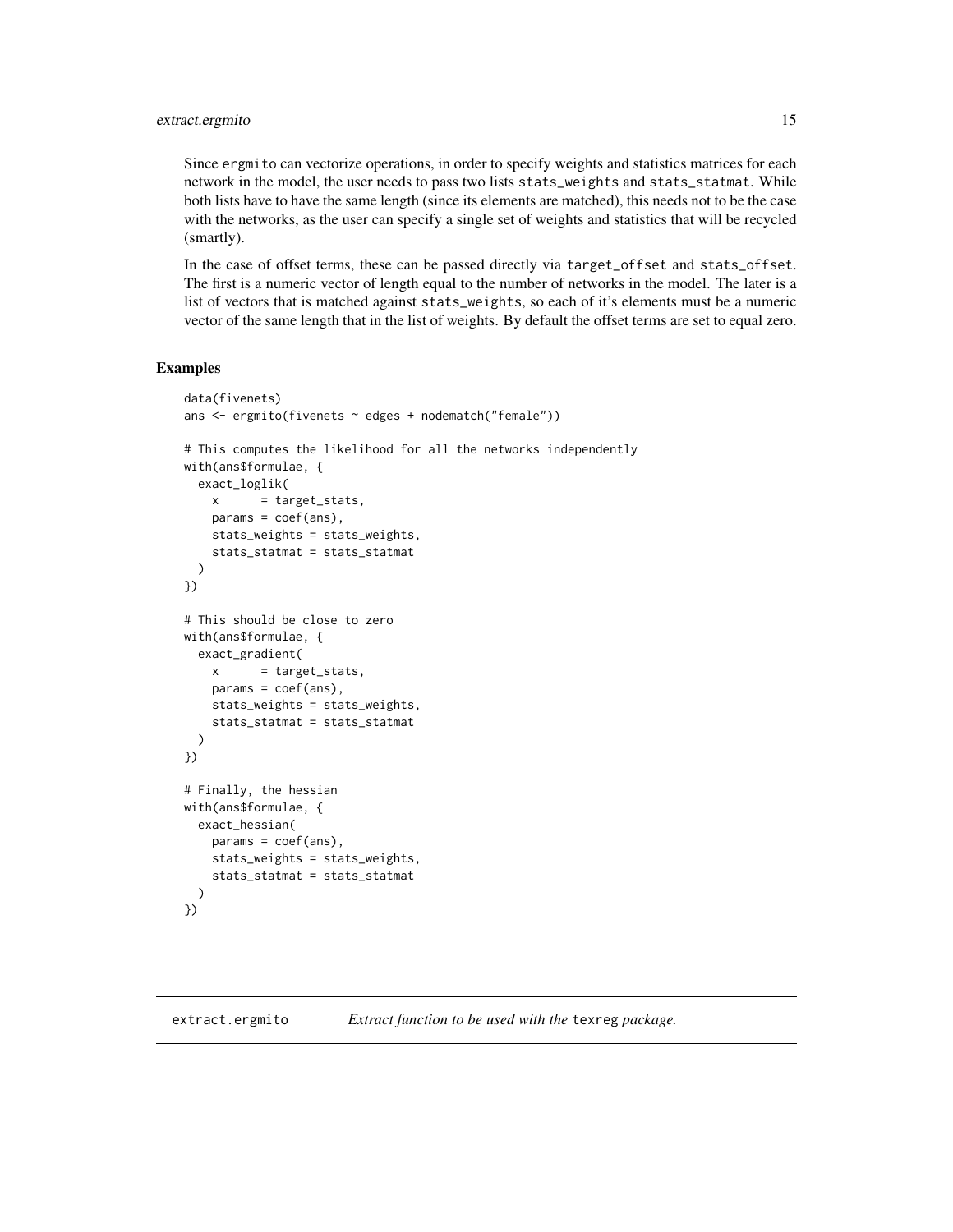Since ergmito can vectorize operations, in order to specify weights and statistics matrices for each network in the model, the user needs to pass two lists stats_weights and stats_statmat. While both lists have to have the same length (since its elements are matched), this needs not to be the case with the networks, as the user can specify a single set of weights and statistics that will be recycled (smartly).

In the case of offset terms, these can be passed directly via target_offset and stats_offset. The first is a numeric vector of length equal to the number of networks in the model. The later is a list of vectors that is matched against stats_weights, so each of it's elements must be a numeric vector of the same length that in the list of weights. By default the offset terms are set to equal zero.

## Examples

```
data(fivenets)
ans <- ergmito(fivenets ~ edges + nodematch("female"))

# This computes the likelihood for all the networks independently
with(ans$formulae, {
  exact_loglik(
    x      = target_stats,
    params = coef(ans),
    stats_weights = stats_weights,
    stats_statmat = stats_statmat
  )
})

# This should be close to zero
with(ans$formulae, {
  exact_gradient(
    x      = target_stats,
    params = coef(ans),
    stats_weights = stats_weights,
    stats_statmat = stats_statmat
  )
})

# Finally, the hessian
with(ans$formulae, {
  exact_hessian(
    params = coef(ans),
    stats_weights = stats_weights,
    stats_statmat = stats_statmat
  )
})
```

---

# extract.ergmito    *Extract function to be used with the texreg package.*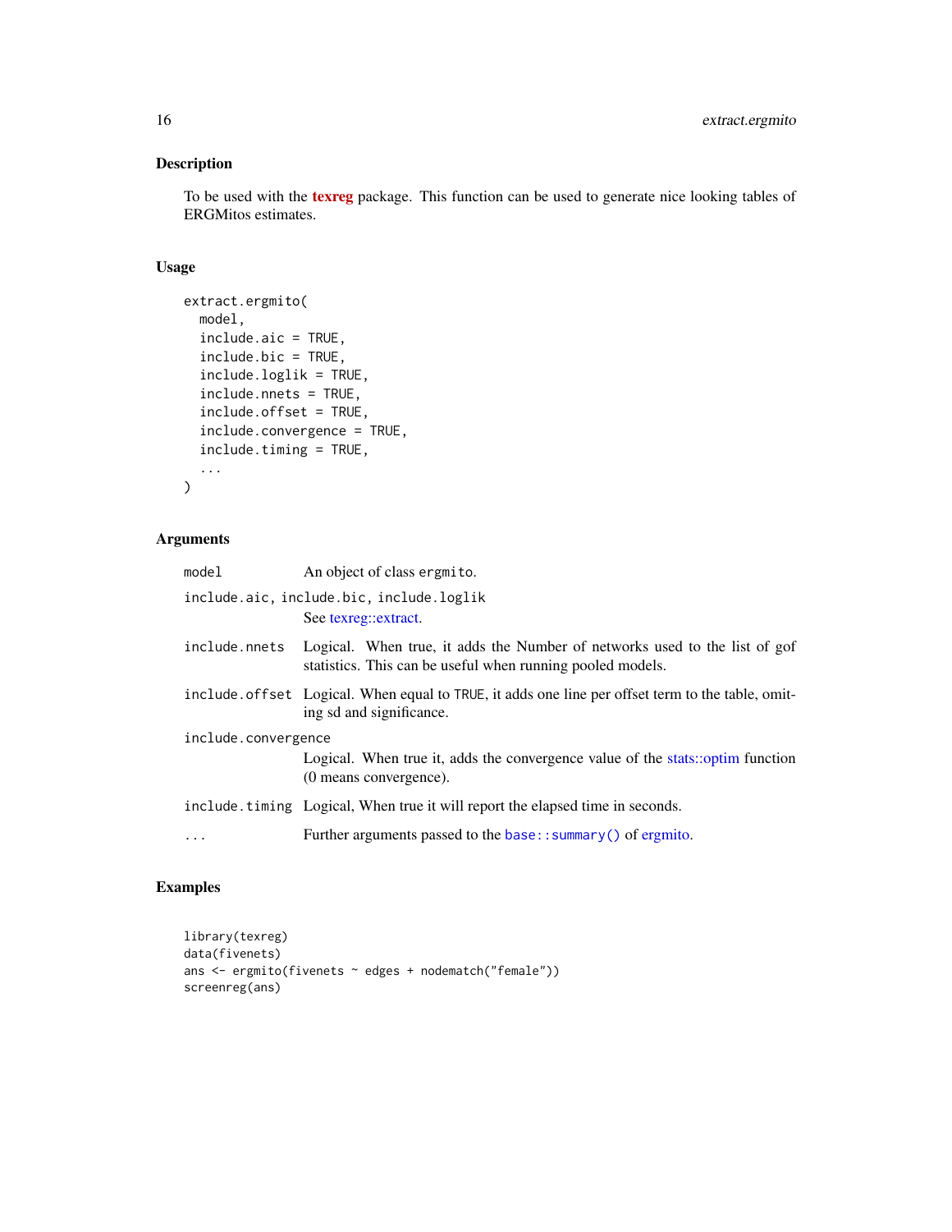## Description

To be used with the **texreg** package. This function can be used to generate nice looking tables of ERGMitos estimates.

## Usage

```
extract.ergmito(
  model,
  include.aic = TRUE,
  include.bic = TRUE,
  include.loglik = TRUE,
  include.nnets = TRUE,
  include.offset = TRUE,
  include.convergence = TRUE,
  include.timing = TRUE,
  ...
)
```

## Arguments

| Argument | Description |
|---|---|
| `model` | An object of class `ergmito`. |
| `include.aic, include.bic, include.loglik` | See texreg::extract. |
| `include.nnets` | Logical. When true, it adds the Number of networks used to the list of gof statistics. This can be useful when running pooled models. |
| `include.offset` | Logical. When equal to `TRUE`, it adds one line per offset term to the table, omitting sd and significance. |
| `include.convergence` | Logical. When true it, adds the convergence value of the stats::optim function (0 means convergence). |
| `include.timing` | Logical, When true it will report the elapsed time in seconds. |
| `...` | Further arguments passed to the `base::summary()` of ergmito. |

## Examples

```
library(texreg)
data(fivenets)
ans <- ergmito(fivenets ~ edges + nodematch("female"))
screenreg(ans)
```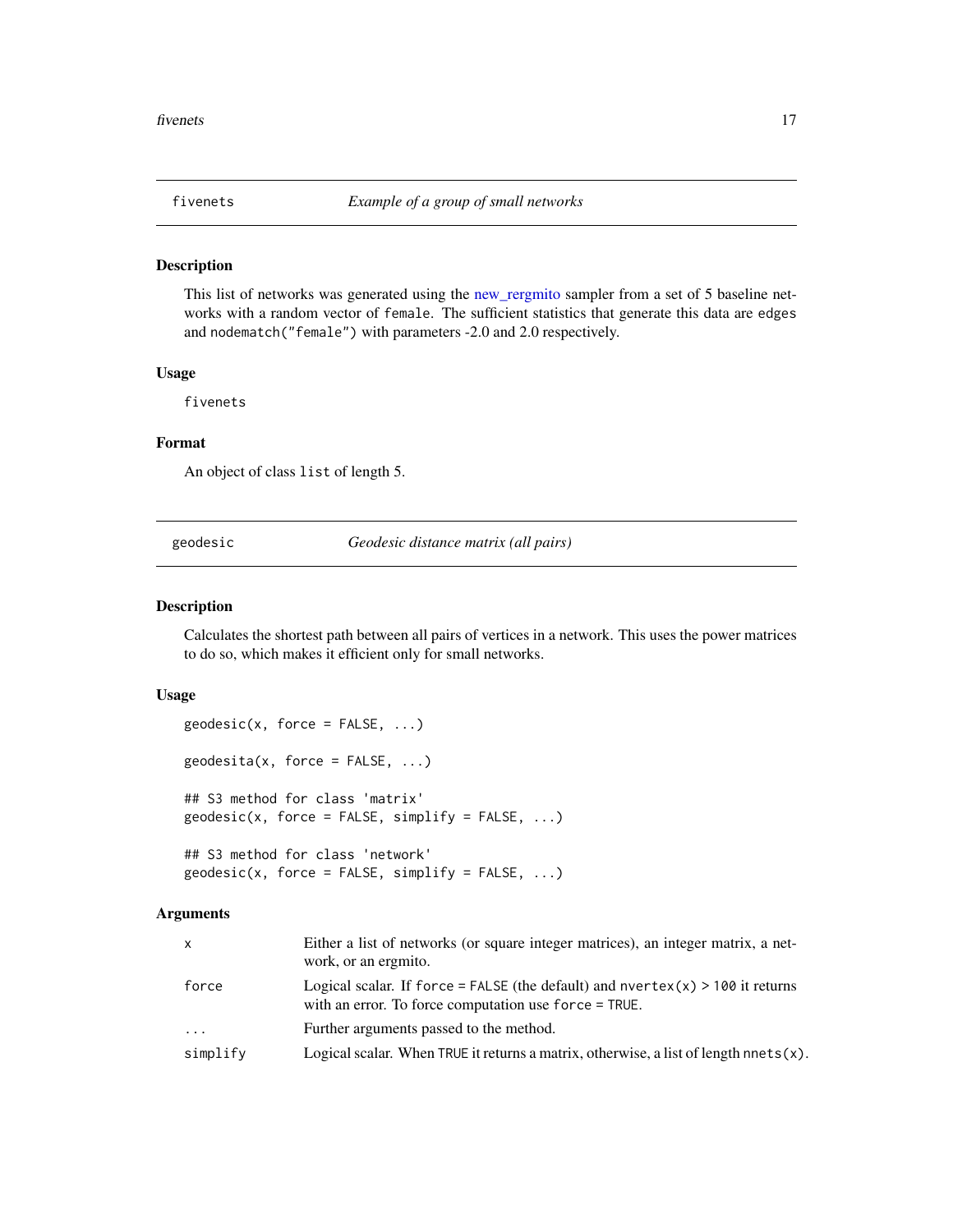## fivenets — *Example of a group of small networks*

### Description

This list of networks was generated using the new_rergmito sampler from a set of 5 baseline networks with a random vector of `female`. The sufficient statistics that generate this data are `edges` and `nodematch("female")` with parameters -2.0 and 2.0 respectively.

### Usage

```
fivenets
```

### Format

An object of class `list` of length 5.

## geodesic — *Geodesic distance matrix (all pairs)*

### Description

Calculates the shortest path between all pairs of vertices in a network. This uses the power matrices to do so, which makes it efficient only for small networks.

### Usage

```
geodesic(x, force = FALSE, ...)

geodesita(x, force = FALSE, ...)

## S3 method for class 'matrix'
geodesic(x, force = FALSE, simplify = FALSE, ...)

## S3 method for class 'network'
geodesic(x, force = FALSE, simplify = FALSE, ...)
```

### Arguments

| | |
|---|---|
| `x` | Either a list of networks (or square integer matrices), an integer matrix, a network, or an ergmito. |
| `force` | Logical scalar. If `force = FALSE` (the default) and `nvertex(x) > 100` it returns with an error. To force computation use `force = TRUE`. |
| `...` | Further arguments passed to the method. |
| `simplify` | Logical scalar. When `TRUE` it returns a matrix, otherwise, a list of length `nnets(x)`. |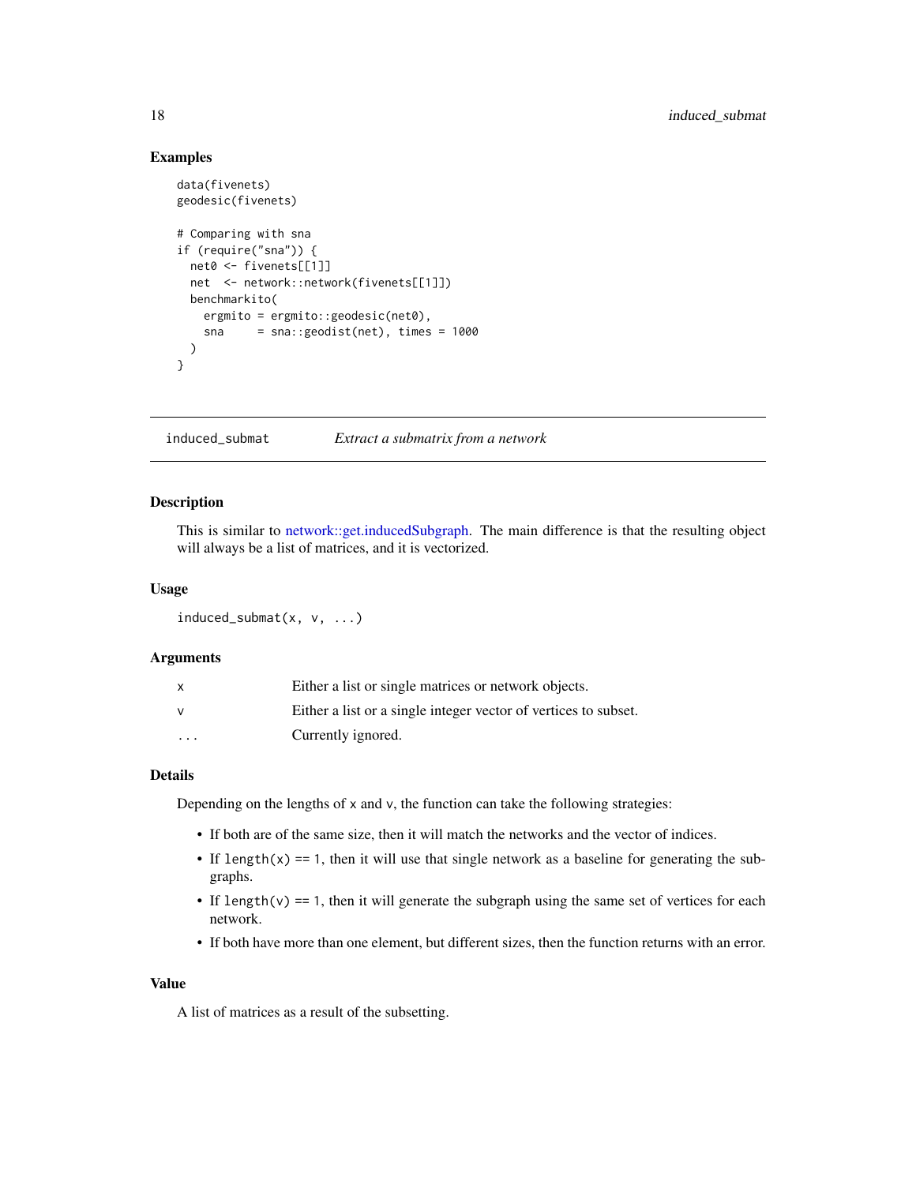## Examples

```
data(fivenets)
geodesic(fivenets)

# Comparing with sna
if (require("sna")) {
  net0 <- fivenets[[1]]
  net  <- network::network(fivenets[[1]])
  benchmarkito(
    ergmito = ergmito::geodesic(net0),
    sna     = sna::geodist(net), times = 1000
  )
}
```

---

# induced_submat    *Extract a submatrix from a network*

## Description

This is similar to network::get.inducedSubgraph. The main difference is that the resulting object will always be a list of matrices, and it is vectorized.

## Usage

```
induced_submat(x, v, ...)
```

## Arguments

| | |
|---|---|
| `x` | Either a list or single matrices or network objects. |
| `v` | Either a list or a single integer vector of vertices to subset. |
| `...` | Currently ignored. |

## Details

Depending on the lengths of `x` and `v`, the function can take the following strategies:

- If both are of the same size, then it will match the networks and the vector of indices.
- If `length(x) == 1`, then it will use that single network as a baseline for generating the subgraphs.
- If `length(v) == 1`, then it will generate the subgraph using the same set of vertices for each network.
- If both have more than one element, but different sizes, then the function returns with an error.

## Value

A list of matrices as a result of the subsetting.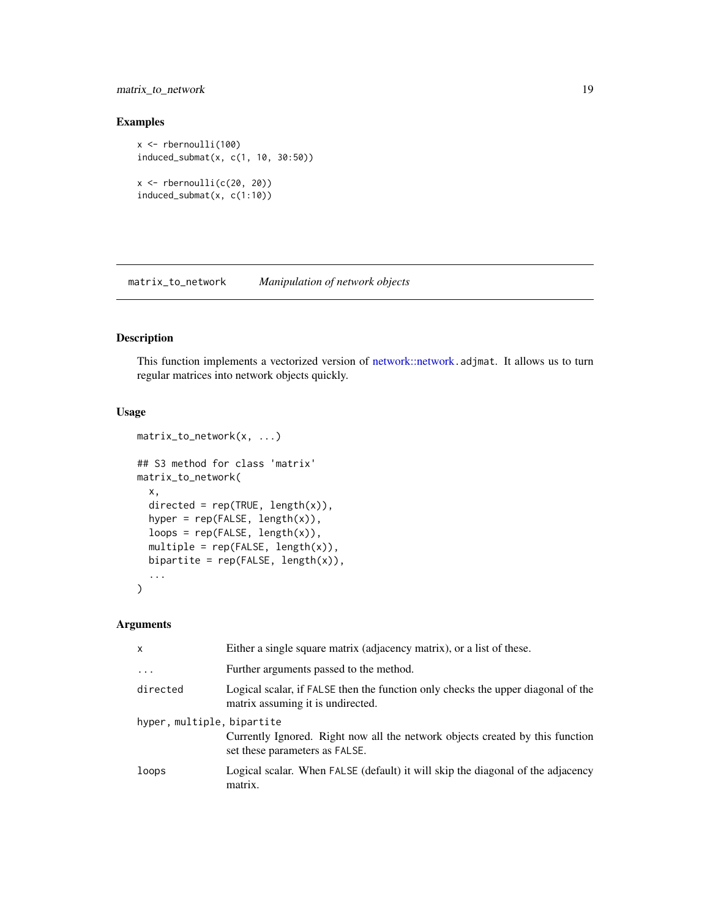## Examples

```
x <- rbernoulli(100)
induced_submat(x, c(1, 10, 30:50))

x <- rbernoulli(c(20, 20))
induced_submat(x, c(1:10))
```

# matrix_to_network *Manipulation of network objects*

## Description

This function implements a vectorized version of network::network.adjmat. It allows us to turn regular matrices into network objects quickly.

## Usage

```
matrix_to_network(x, ...)

## S3 method for class 'matrix'
matrix_to_network(
  x,
  directed = rep(TRUE, length(x)),
  hyper = rep(FALSE, length(x)),
  loops = rep(FALSE, length(x)),
  multiple = rep(FALSE, length(x)),
  bipartite = rep(FALSE, length(x)),
  ...
)
```

## Arguments

| | |
|---|---|
| x | Either a single square matrix (adjacency matrix), or a list of these. |
| ... | Further arguments passed to the method. |
| directed | Logical scalar, if FALSE then the function only checks the upper diagonal of the matrix assuming it is undirected. |
| hyper, multiple, bipartite | Currently Ignored. Right now all the network objects created by this function set these parameters as FALSE. |
| loops | Logical scalar. When FALSE (default) it will skip the diagonal of the adjacency matrix. |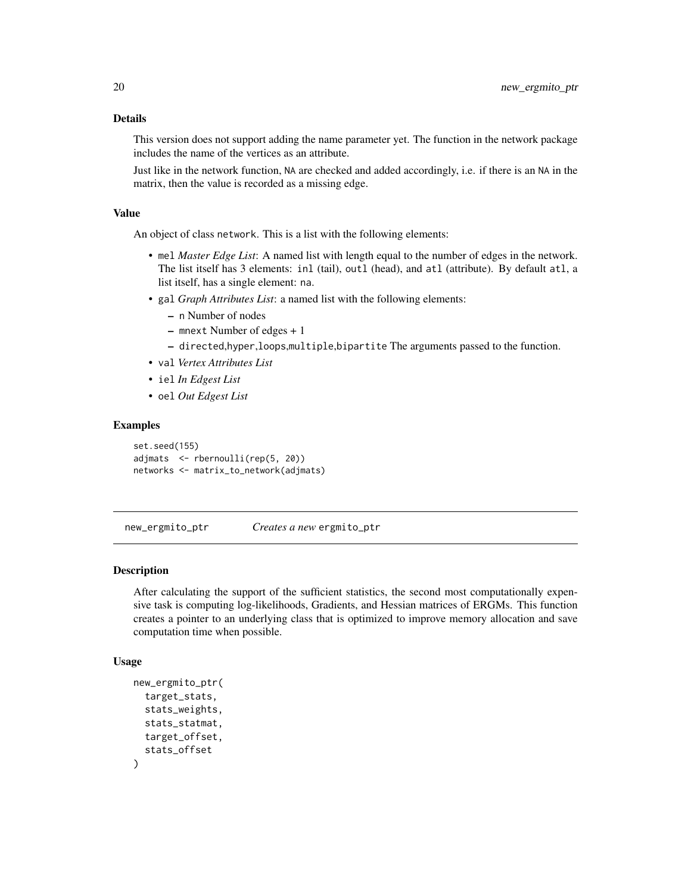### Details

This version does not support adding the name parameter yet. The function in the network package includes the name of the vertices as an attribute.

Just like in the network function, NA are checked and added accordingly, i.e. if there is an NA in the matrix, then the value is recorded as a missing edge.

### Value

An object of class network. This is a list with the following elements:

- mel *Master Edge List*: A named list with length equal to the number of edges in the network. The list itself has 3 elements: inl (tail), outl (head), and atl (attribute). By default atl, a list itself, has a single element: na.
- gal *Graph Attributes List*: a named list with the following elements:
  - n Number of nodes
  - mnext Number of edges + 1
  - directed,hyper,loops,multiple,bipartite The arguments passed to the function.
- val *Vertex Attributes List*
- iel *In Edgest List*
- oel *Out Edgest List*

### Examples

```
set.seed(155)
adjmats  <- rbernoulli(rep(5, 20))
networks <- matrix_to_network(adjmats)
```

---

## new_ergmito_ptr    *Creates a new* ergmito_ptr

### Description

After calculating the support of the sufficient statistics, the second most computationally expensive task is computing log-likelihoods, Gradients, and Hessian matrices of ERGMs. This function creates a pointer to an underlying class that is optimized to improve memory allocation and save computation time when possible.

### Usage

```
new_ergmito_ptr(
  target_stats,
  stats_weights,
  stats_statmat,
  target_offset,
  stats_offset
)
```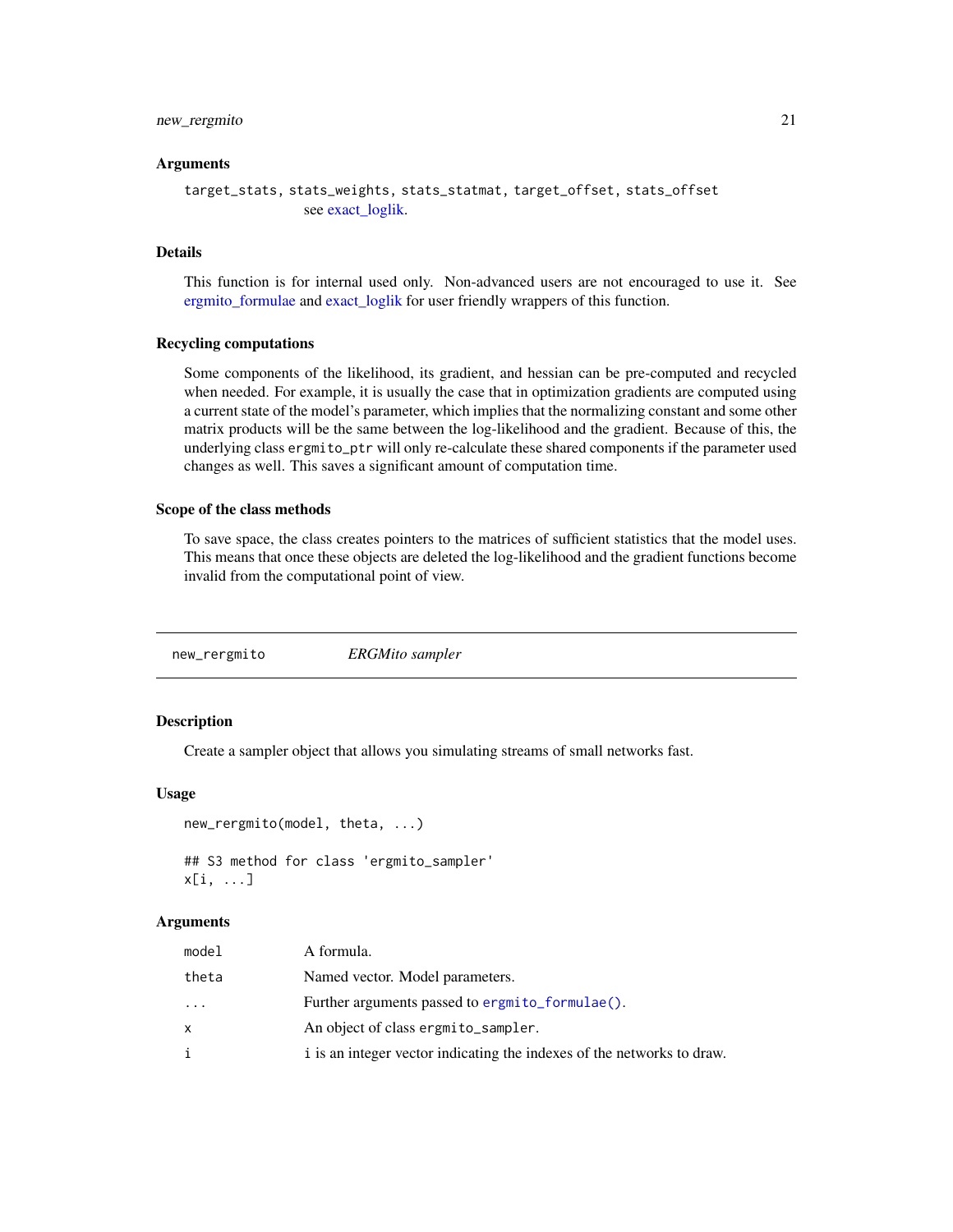## Arguments

`target_stats, stats_weights, stats_statmat, target_offset, stats_offset`
: see exact_loglik.

## Details

This function is for internal used only. Non-advanced users are not encouraged to use it. See ergmito_formulae and exact_loglik for user friendly wrappers of this function.

## Recycling computations

Some components of the likelihood, its gradient, and hessian can be pre-computed and recycled when needed. For example, it is usually the case that in optimization gradients are computed using a current state of the model's parameter, which implies that the normalizing constant and some other matrix products will be the same between the log-likelihood and the gradient. Because of this, the underlying class `ergmito_ptr` will only re-calculate these shared components if the parameter used changes as well. This saves a significant amount of computation time.

## Scope of the class methods

To save space, the class creates pointers to the matrices of sufficient statistics that the model uses. This means that once these objects are deleted the log-likelihood and the gradient functions become invalid from the computational point of view.

---

# `new_rergmito` *ERGMito sampler*

## Description

Create a sampler object that allows you simulating streams of small networks fast.

## Usage

```
new_rergmito(model, theta, ...)

## S3 method for class 'ergmito_sampler'
x[i, ...]
```

## Arguments

| | |
|---|---|
| `model` | A formula. |
| `theta` | Named vector. Model parameters. |
| `...` | Further arguments passed to `ergmito_formulae()`. |
| `x` | An object of class `ergmito_sampler`. |
| `i` | `i` is an integer vector indicating the indexes of the networks to draw. |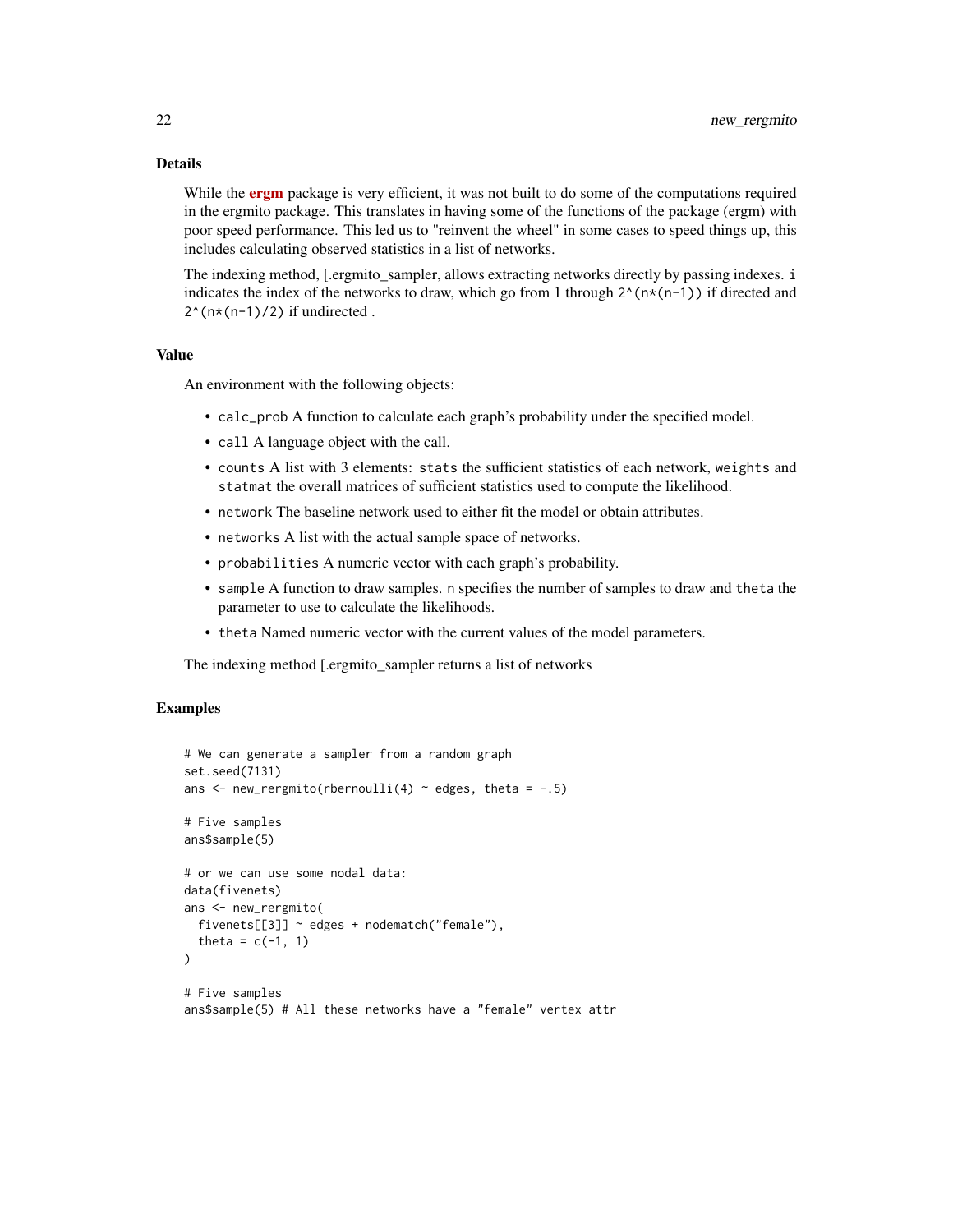## Details

While the **ergm** package is very efficient, it was not built to do some of the computations required in the ergmito package. This translates in having some of the functions of the package (ergm) with poor speed performance. This led us to "reinvent the wheel" in some cases to speed things up, this includes calculating observed statistics in a list of networks.

The indexing method, [.ergmito_sampler, allows extracting networks directly by passing indexes. `i` indicates the index of the networks to draw, which go from 1 through `2^(n*(n-1))` if directed and `2^(n*(n-1)/2)` if undirected .

## Value

An environment with the following objects:

- `calc_prob` A function to calculate each graph's probability under the specified model.
- `call` A language object with the call.
- `counts` A list with 3 elements: `stats` the sufficient statistics of each network, `weights` and `statmat` the overall matrices of sufficient statistics used to compute the likelihood.
- `network` The baseline network used to either fit the model or obtain attributes.
- `networks` A list with the actual sample space of networks.
- `probabilities` A numeric vector with each graph's probability.
- `sample` A function to draw samples. `n` specifies the number of samples to draw and `theta` the parameter to use to calculate the likelihoods.
- `theta` Named numeric vector with the current values of the model parameters.

The indexing method [.ergmito_sampler returns a list of networks

## Examples

```
# We can generate a sampler from a random graph
set.seed(7131)
ans <- new_rergmito(rbernoulli(4) ~ edges, theta = -.5)

# Five samples
ans$sample(5)

# or we can use some nodal data:
data(fivenets)
ans <- new_rergmito(
  fivenets[[3]] ~ edges + nodematch("female"),
  theta = c(-1, 1)
)

# Five samples
ans$sample(5) # All these networks have a "female" vertex attr
```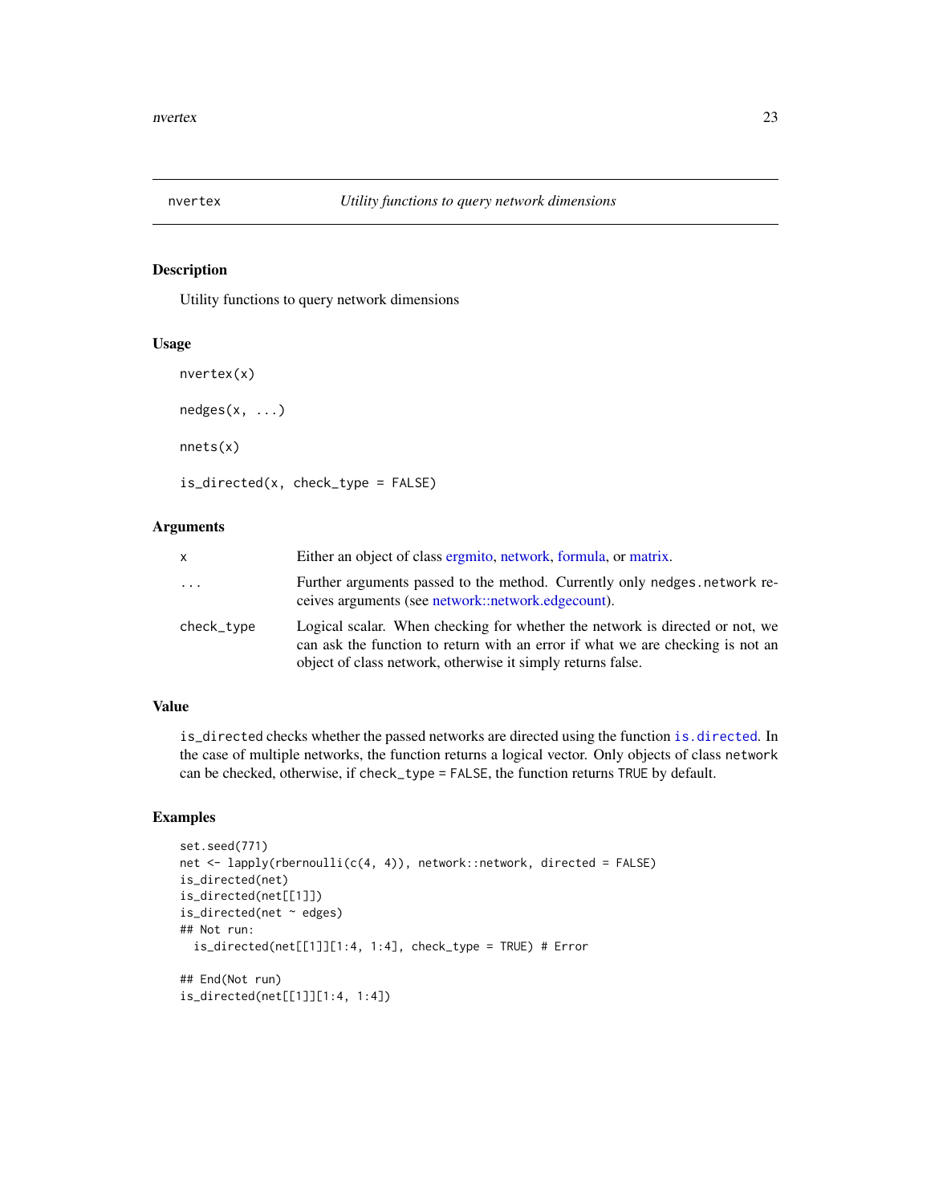# nvertex — *Utility functions to query network dimensions*

## Description

Utility functions to query network dimensions

## Usage

```
nvertex(x)

nedges(x, ...)

nnets(x)

is_directed(x, check_type = FALSE)
```

## Arguments

| | |
|---|---|
| `x` | Either an object of class ergmito, network, formula, or matrix. |
| `...` | Further arguments passed to the method. Currently only `nedges.network` receives arguments (see network::network.edgecount). |
| `check_type` | Logical scalar. When checking for whether the network is directed or not, we can ask the function to return with an error if what we are checking is not an object of class network, otherwise it simply returns false. |

## Value

`is_directed` checks whether the passed networks are directed using the function `is.directed`. In the case of multiple networks, the function returns a logical vector. Only objects of class `network` can be checked, otherwise, if `check_type = FALSE`, the function returns `TRUE` by default.

## Examples

```
set.seed(771)
net <- lapply(rbernoulli(c(4, 4)), network::network, directed = FALSE)
is_directed(net)
is_directed(net[[1]])
is_directed(net ~ edges)
## Not run:
  is_directed(net[[1]][1:4, 1:4], check_type = TRUE) # Error

## End(Not run)
is_directed(net[[1]][1:4, 1:4])
```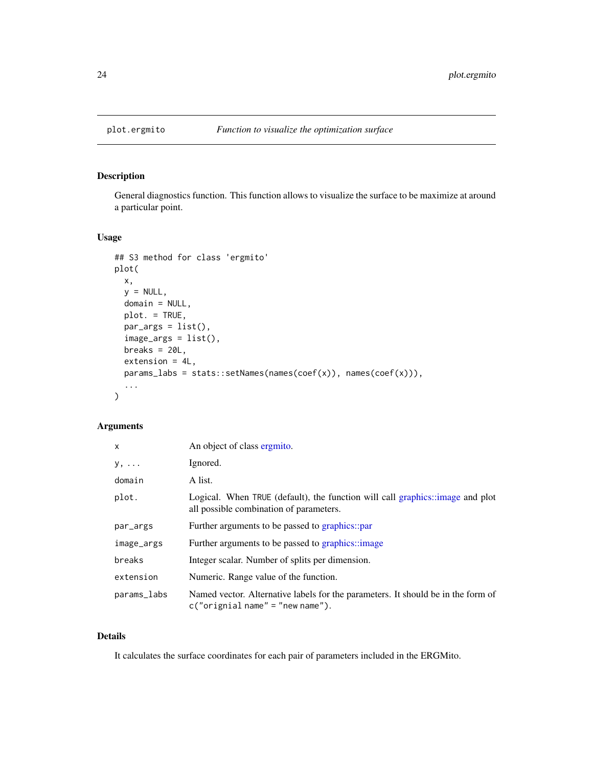# plot.ergmito — *Function to visualize the optimization surface*

## Description

General diagnostics function. This function allows to visualize the surface to be maximize at around a particular point.

## Usage

```
## S3 method for class 'ergmito'
plot(
  x,
  y = NULL,
  domain = NULL,
  plot. = TRUE,
  par_args = list(),
  image_args = list(),
  breaks = 20L,
  extension = 4L,
  params_labs = stats::setNames(names(coef(x)), names(coef(x))),
  ...
)
```

## Arguments

| | |
|---|---|
| `x` | An object of class ergmito. |
| `y, ...` | Ignored. |
| `domain` | A list. |
| `plot.` | Logical. When `TRUE` (default), the function will call graphics::image and plot all possible combination of parameters. |
| `par_args` | Further arguments to be passed to graphics::par |
| `image_args` | Further arguments to be passed to graphics::image |
| `breaks` | Integer scalar. Number of splits per dimension. |
| `extension` | Numeric. Range value of the function. |
| `params_labs` | Named vector. Alternative labels for the parameters. It should be in the form of `c("orignial name" = "new name")`. |

## Details

It calculates the surface coordinates for each pair of parameters included in the ERGMito.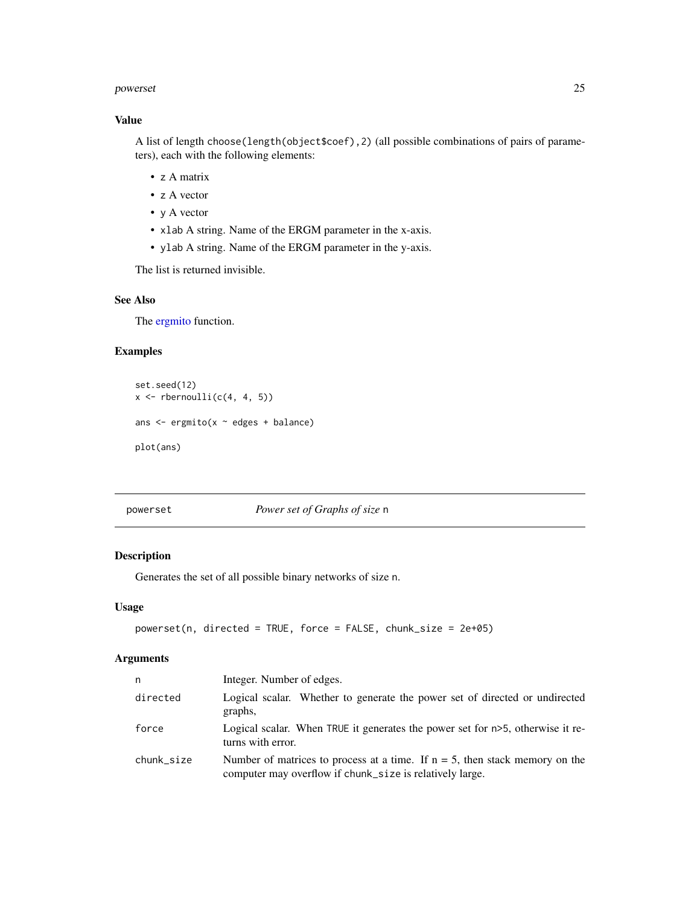### Value

A list of length `choose(length(object$coef),2)` (all possible combinations of pairs of parameters), each with the following elements:

- z A matrix
- z A vector
- y A vector
- xlab A string. Name of the ERGM parameter in the x-axis.
- ylab A string. Name of the ERGM parameter in the y-axis.

The list is returned invisible.

### See Also

The ergmito function.

### Examples

```
set.seed(12)
x <- rbernoulli(c(4, 4, 5))

ans <- ergmito(x ~ edges + balance)

plot(ans)
```

---

## powerset — *Power set of Graphs of size* n

### Description

Generates the set of all possible binary networks of size n.

### Usage

```
powerset(n, directed = TRUE, force = FALSE, chunk_size = 2e+05)
```

### Arguments

| | |
|---|---|
| n | Integer. Number of edges. |
| directed | Logical scalar. Whether to generate the power set of directed or undirected graphs, |
| force | Logical scalar. When TRUE it generates the power set for n>5, otherwise it returns with error. |
| chunk_size | Number of matrices to process at a time. If n = 5, then stack memory on the computer may overflow if chunk_size is relatively large. |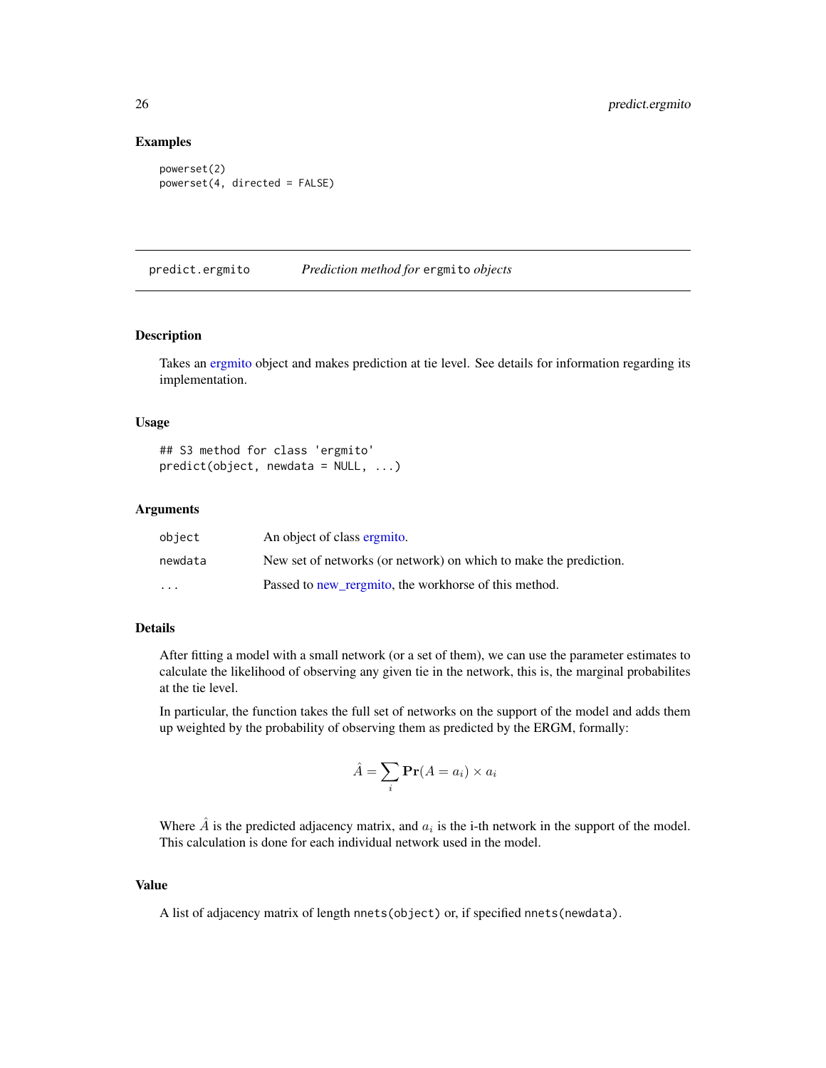## Examples

```
powerset(2)
powerset(4, directed = FALSE)
```

---

# predict.ergmito — *Prediction method for* `ergmito` *objects*

## Description

Takes an ergmito object and makes prediction at tie level. See details for information regarding its implementation.

## Usage

```
## S3 method for class 'ergmito'
predict(object, newdata = NULL, ...)
```

## Arguments

| | |
|---|---|
| `object` | An object of class ergmito. |
| `newdata` | New set of networks (or network) on which to make the prediction. |
| `...` | Passed to new_rergmito, the workhorse of this method. |

## Details

After fitting a model with a small network (or a set of them), we can use the parameter estimates to calculate the likelihood of observing any given tie in the network, this is, the marginal probabilites at the tie level.

In particular, the function takes the full set of networks on the support of the model and adds them up weighted by the probability of observing them as predicted by the ERGM, formally:

$$\hat{A} = \sum_i \mathbf{Pr}(A = a_i) \times a_i$$

Where $\hat{A}$ is the predicted adjacency matrix, and $a_i$ is the i-th network in the support of the model. This calculation is done for each individual network used in the model.

## Value

A list of adjacency matrix of length `nnets(object)` or, if specified `nnets(newdata)`.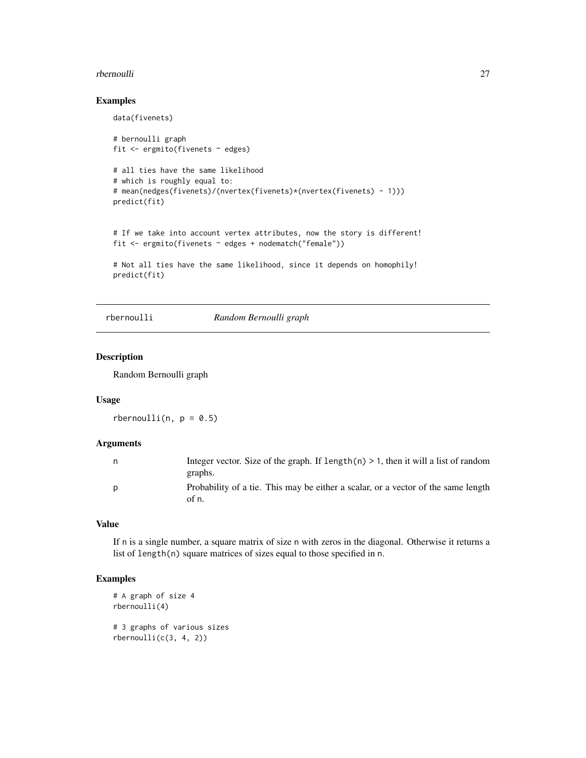### Examples

```
data(fivenets)

# bernoulli graph
fit <- ergmito(fivenets ~ edges)

# all ties have the same likelihood
# which is roughly equal to:
# mean(nedges(fivenets)/(nvertex(fivenets)*(nvertex(fivenets) - 1)))
predict(fit)


# If we take into account vertex attributes, now the story is different!
fit <- ergmito(fivenets ~ edges + nodematch("female"))

# Not all ties have the same likelihood, since it depends on homophily!
predict(fit)
```

---

## rbernoulli *Random Bernoulli graph*

### Description

Random Bernoulli graph

### Usage

```
rbernoulli(n, p = 0.5)
```

### Arguments

| | |
|---|---|
| n | Integer vector. Size of the graph. If `length(n) > 1`, then it will a list of random graphs. |
| p | Probability of a tie. This may be either a scalar, or a vector of the same length of n. |

### Value

If n is a single number, a square matrix of size n with zeros in the diagonal. Otherwise it returns a list of `length(n)` square matrices of sizes equal to those specified in n.

### Examples

```
# A graph of size 4
rbernoulli(4)

# 3 graphs of various sizes
rbernoulli(c(3, 4, 2))
```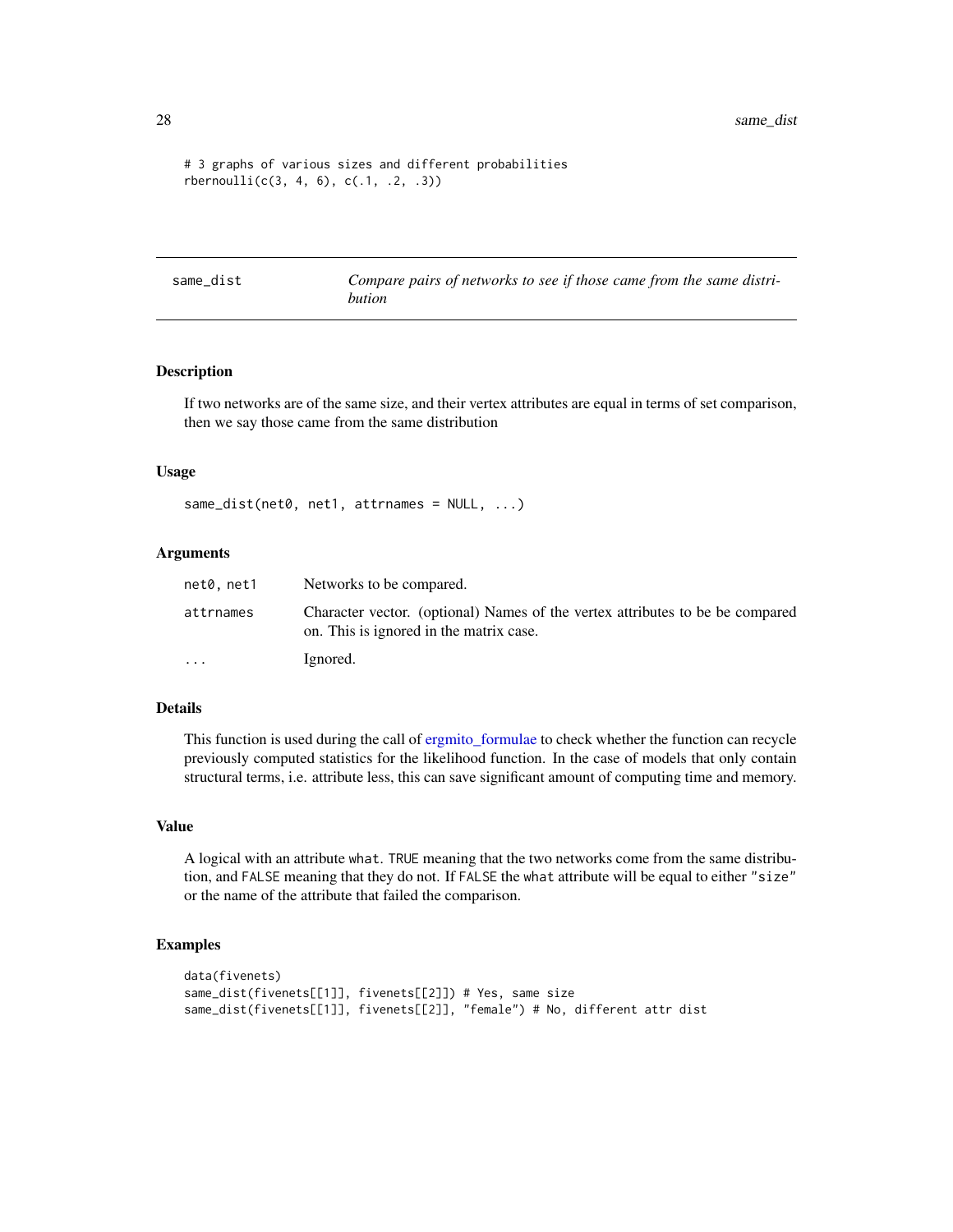```
# 3 graphs of various sizes and different probabilities
rbernoulli(c(3, 4, 6), c(.1, .2, .3))
```

## same_dist — *Compare pairs of networks to see if those came from the same distribution*

### Description

If two networks are of the same size, and their vertex attributes are equal in terms of set comparison, then we say those came from the same distribution

### Usage

```
same_dist(net0, net1, attrnames = NULL, ...)
```

### Arguments

| | |
|---|---|
| `net0, net1` | Networks to be compared. |
| `attrnames` | Character vector. (optional) Names of the vertex attributes to be be compared on. This is ignored in the matrix case. |
| `...` | Ignored. |

### Details

This function is used during the call of ergmito_formulae to check whether the function can recycle previously computed statistics for the likelihood function. In the case of models that only contain structural terms, i.e. attribute less, this can save significant amount of computing time and memory.

### Value

A logical with an attribute `what`. `TRUE` meaning that the two networks come from the same distribution, and `FALSE` meaning that they do not. If `FALSE` the `what` attribute will be equal to either `"size"` or the name of the attribute that failed the comparison.

### Examples

```
data(fivenets)
same_dist(fivenets[[1]], fivenets[[2]]) # Yes, same size
same_dist(fivenets[[1]], fivenets[[2]], "female") # No, different attr dist
```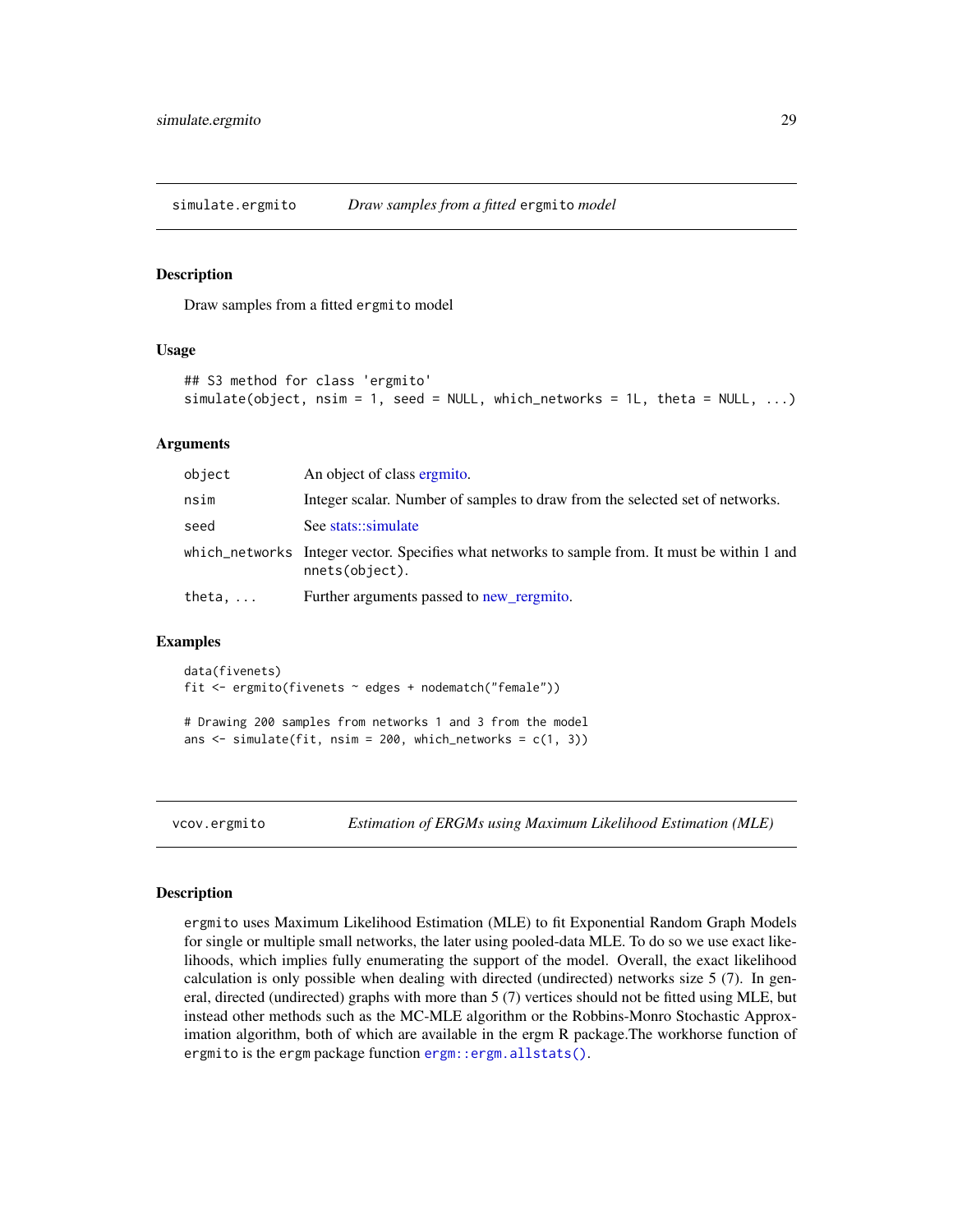## simulate.ergmito — *Draw samples from a fitted* `ergmito` *model*

### Description

Draw samples from a fitted `ergmito` model

### Usage

```
## S3 method for class 'ergmito'
simulate(object, nsim = 1, seed = NULL, which_networks = 1L, theta = NULL, ...)
```

### Arguments

| | |
|---|---|
| `object` | An object of class ergmito. |
| `nsim` | Integer scalar. Number of samples to draw from the selected set of networks. |
| `seed` | See stats::simulate |
| `which_networks` | Integer vector. Specifies what networks to sample from. It must be within 1 and `nnets(object)`. |
| `theta, ...` | Further arguments passed to new_rergmito. |

### Examples

```
data(fivenets)
fit <- ergmito(fivenets ~ edges + nodematch("female"))

# Drawing 200 samples from networks 1 and 3 from the model
ans <- simulate(fit, nsim = 200, which_networks = c(1, 3))
```

## vcov.ergmito — *Estimation of ERGMs using Maximum Likelihood Estimation (MLE)*

### Description

`ergmito` uses Maximum Likelihood Estimation (MLE) to fit Exponential Random Graph Models for single or multiple small networks, the later using pooled-data MLE. To do so we use exact likelihoods, which implies fully enumerating the support of the model. Overall, the exact likelihood calculation is only possible when dealing with directed (undirected) networks size 5 (7). In general, directed (undirected) graphs with more than 5 (7) vertices should not be fitted using MLE, but instead other methods such as the MC-MLE algorithm or the Robbins-Monro Stochastic Approximation algorithm, both of which are available in the ergm R package.The workhorse function of `ergmito` is the `ergm` package function `ergm::ergm.allstats()`.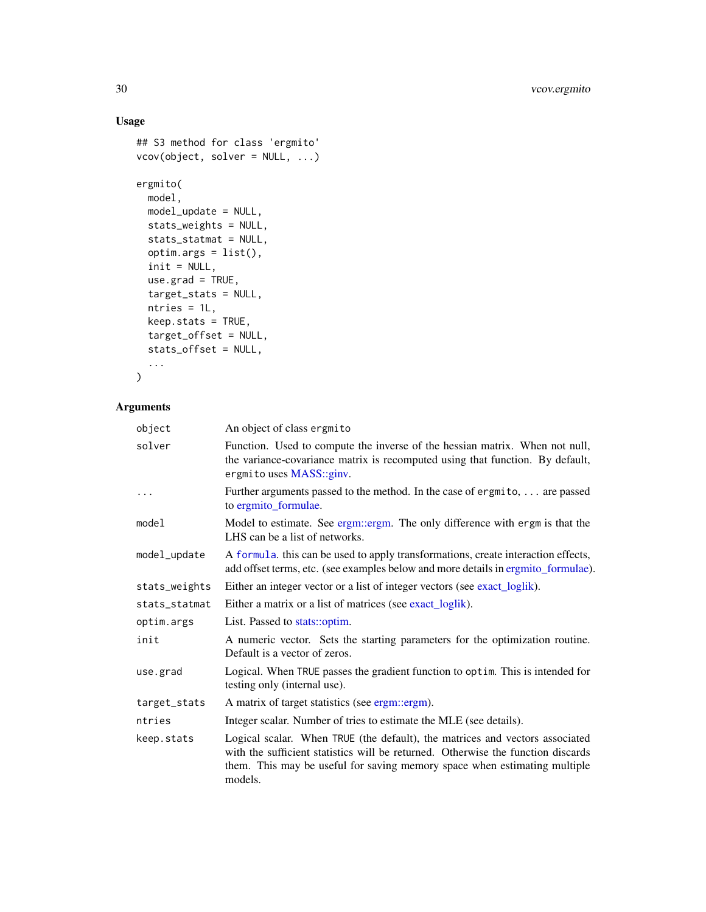## Usage

```
## S3 method for class 'ergmito'
vcov(object, solver = NULL, ...)

ergmito(
  model,
  model_update = NULL,
  stats_weights = NULL,
  stats_statmat = NULL,
  optim.args = list(),
  init = NULL,
  use.grad = TRUE,
  target_stats = NULL,
  ntries = 1L,
  keep.stats = TRUE,
  target_offset = NULL,
  stats_offset = NULL,
  ...
)
```

## Arguments

| | |
|---|---|
| `object` | An object of class `ergmito` |
| `solver` | Function. Used to compute the inverse of the hessian matrix. When not null, the variance-covariance matrix is recomputed using that function. By default, `ergmito` uses MASS::ginv. |
| `...` | Further arguments passed to the method. In the case of `ergmito`, `...` are passed to ergmito_formulae. |
| `model` | Model to estimate. See ergm::ergm. The only difference with `ergm` is that the LHS can be a list of networks. |
| `model_update` | A `formula`. this can be used to apply transformations, create interaction effects, add offset terms, etc. (see examples below and more details in ergmito_formulae). |
| `stats_weights` | Either an integer vector or a list of integer vectors (see exact_loglik). |
| `stats_statmat` | Either a matrix or a list of matrices (see exact_loglik). |
| `optim.args` | List. Passed to stats::optim. |
| `init` | A numeric vector. Sets the starting parameters for the optimization routine. Default is a vector of zeros. |
| `use.grad` | Logical. When `TRUE` passes the gradient function to `optim`. This is intended for testing only (internal use). |
| `target_stats` | A matrix of target statistics (see ergm::ergm). |
| `ntries` | Integer scalar. Number of tries to estimate the MLE (see details). |
| `keep.stats` | Logical scalar. When `TRUE` (the default), the matrices and vectors associated with the sufficient statistics will be returned. Otherwise the function discards them. This may be useful for saving memory space when estimating multiple models. |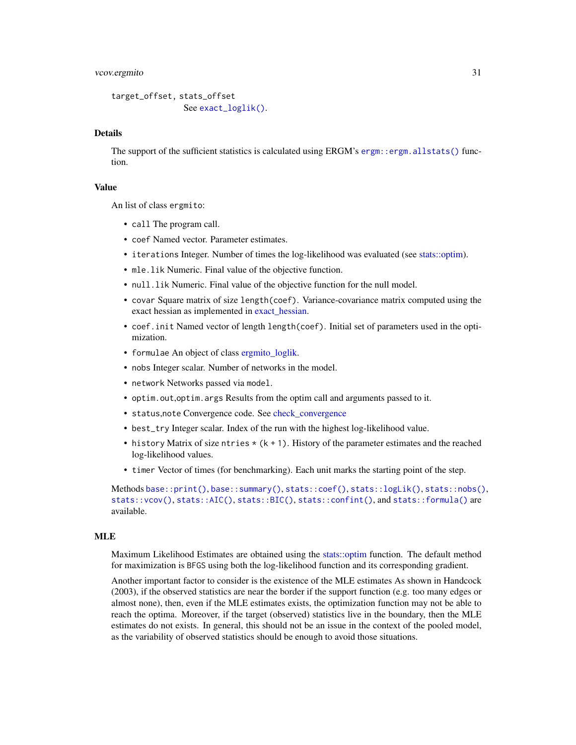`target_offset`, `stats_offset`
See `exact_loglik()`.

## Details

The support of the sufficient statistics is calculated using ERGM's `ergm::ergm.allstats()` function.

## Value

An list of class `ergmito`:

- `call` The program call.
- `coef` Named vector. Parameter estimates.
- `iterations` Integer. Number of times the log-likelihood was evaluated (see stats::optim).
- `mle.lik` Numeric. Final value of the objective function.
- `null.lik` Numeric. Final value of the objective function for the null model.
- `covar` Square matrix of size `length(coef)`. Variance-covariance matrix computed using the exact hessian as implemented in exact_hessian.
- `coef.init` Named vector of length `length(coef)`. Initial set of parameters used in the optimization.
- `formulae` An object of class ergmito_loglik.
- `nobs` Integer scalar. Number of networks in the model.
- `network` Networks passed via `model`.
- `optim.out`,`optim.args` Results from the optim call and arguments passed to it.
- `status`,`note` Convergence code. See check_convergence
- `best_try` Integer scalar. Index of the run with the highest log-likelihood value.
- `history` Matrix of size `ntries * (k + 1)`. History of the parameter estimates and the reached log-likelihood values.
- `timer` Vector of times (for benchmarking). Each unit marks the starting point of the step.

Methods `base::print()`, `base::summary()`, `stats::coef()`, `stats::logLik()`, `stats::nobs()`, `stats::vcov()`, `stats::AIC()`, `stats::BIC()`, `stats::confint()`, and `stats::formula()` are available.

## MLE

Maximum Likelihood Estimates are obtained using the stats::optim function. The default method for maximization is `BFGS` using both the log-likelihood function and its corresponding gradient.

Another important factor to consider is the existence of the MLE estimates As shown in Handcock (2003), if the observed statistics are near the border if the support function (e.g. too many edges or almost none), then, even if the MLE estimates exists, the optimization function may not be able to reach the optima. Moreover, if the target (observed) statistics live in the boundary, then the MLE estimates do not exists. In general, this should not be an issue in the context of the pooled model, as the variability of observed statistics should be enough to avoid those situations.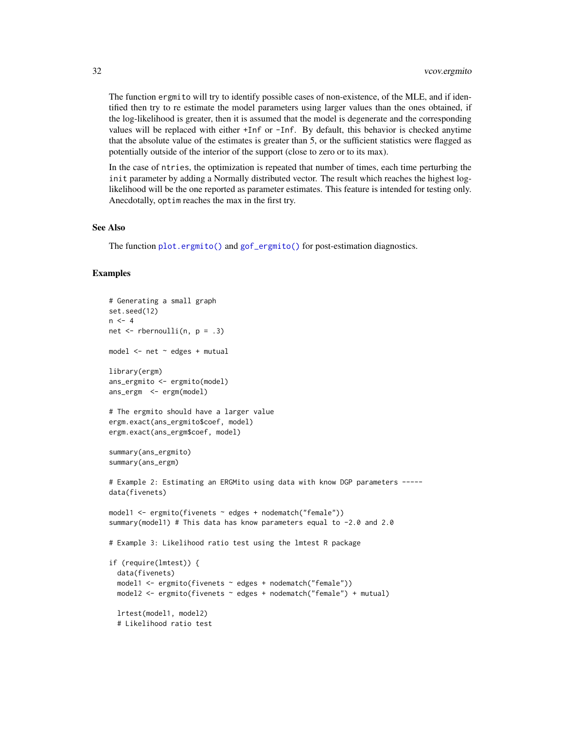The function `ergmito` will try to identify possible cases of non-existence, of the MLE, and if identified then try to re estimate the model parameters using larger values than the ones obtained, if the log-likelihood is greater, then it is assumed that the model is degenerate and the corresponding values will be replaced with either `+Inf` or `-Inf`. By default, this behavior is checked anytime that the absolute value of the estimates is greater than 5, or the sufficient statistics were flagged as potentially outside of the interior of the support (close to zero or to its max).

In the case of `ntries`, the optimization is repeated that number of times, each time perturbing the `init` parameter by adding a Normally distributed vector. The result which reaches the highest log-likelihood will be the one reported as parameter estimates. This feature is intended for testing only. Anecdotally, `optim` reaches the max in the first try.

## See Also

The function `plot.ergmito()` and `gof_ergmito()` for post-estimation diagnostics.

## Examples

```
# Generating a small graph
set.seed(12)
n <- 4
net <- rbernoulli(n, p = .3)

model <- net ~ edges + mutual

library(ergm)
ans_ergmito <- ergmito(model)
ans_ergm  <- ergm(model)

# The ergmito should have a larger value
ergm.exact(ans_ergmito$coef, model)
ergm.exact(ans_ergm$coef, model)

summary(ans_ergmito)
summary(ans_ergm)

# Example 2: Estimating an ERGMito using data with know DGP parameters -----
data(fivenets)

model1 <- ergmito(fivenets ~ edges + nodematch("female"))
summary(model1) # This data has know parameters equal to -2.0 and 2.0

# Example 3: Likelihood ratio test using the lmtest R package

if (require(lmtest)) {
  data(fivenets)
  model1 <- ergmito(fivenets ~ edges + nodematch("female"))
  model2 <- ergmito(fivenets ~ edges + nodematch("female") + mutual)

  lrtest(model1, model2)
  # Likelihood ratio test
```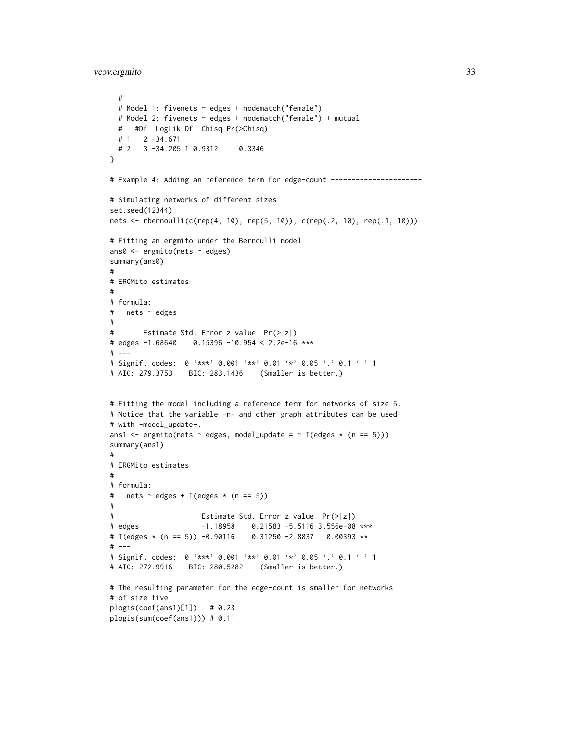```
  #
  # Model 1: fivenets ~ edges + nodematch("female")
  # Model 2: fivenets ~ edges + nodematch("female") + mutual
  #   #Df  LogLik Df  Chisq Pr(>Chisq)
  # 1   2 -34.671
  # 2   3 -34.205 1 0.9312     0.3346
}

# Example 4: Adding an reference term for edge-count ----------------------

# Simulating networks of different sizes
set.seed(12344)
nets <- rbernoulli(c(rep(4, 10), rep(5, 10)), c(rep(.2, 10), rep(.1, 10)))

# Fitting an ergmito under the Bernoulli model
ans0 <- ergmito(nets ~ edges)
summary(ans0)
#
# ERGMito estimates
#
# formula:
#   nets ~ edges
#
#       Estimate Std. Error z value  Pr(>|z|)
# edges -1.68640    0.15396 -10.954 < 2.2e-16 ***
# ---
# Signif. codes:  0 '***' 0.001 '**' 0.01 '*' 0.05 '.' 0.1 ' ' 1
# AIC: 279.3753    BIC: 283.1436    (Smaller is better.)


# Fitting the model including a reference term for networks of size 5.
# Notice that the variable -n- and other graph attributes can be used
# with -model_update-.
ans1 <- ergmito(nets ~ edges, model_update = ~ I(edges * (n == 5)))
summary(ans1)
#
# ERGMito estimates
#
# formula:
#   nets ~ edges + I(edges * (n == 5))
#
#                     Estimate Std. Error z value  Pr(>|z|)
# edges               -1.18958    0.21583 -5.5116 3.556e-08 ***
# I(edges * (n == 5)) -0.90116    0.31250 -2.8837   0.00393 **
# ---
# Signif. codes:  0 '***' 0.001 '**' 0.01 '*' 0.05 '.' 0.1 ' ' 1
# AIC: 272.9916    BIC: 280.5282    (Smaller is better.)

# The resulting parameter for the edge-count is smaller for networks
# of size five
plogis(coef(ans1)[1])   # 0.23
plogis(sum(coef(ans1))) # 0.11
```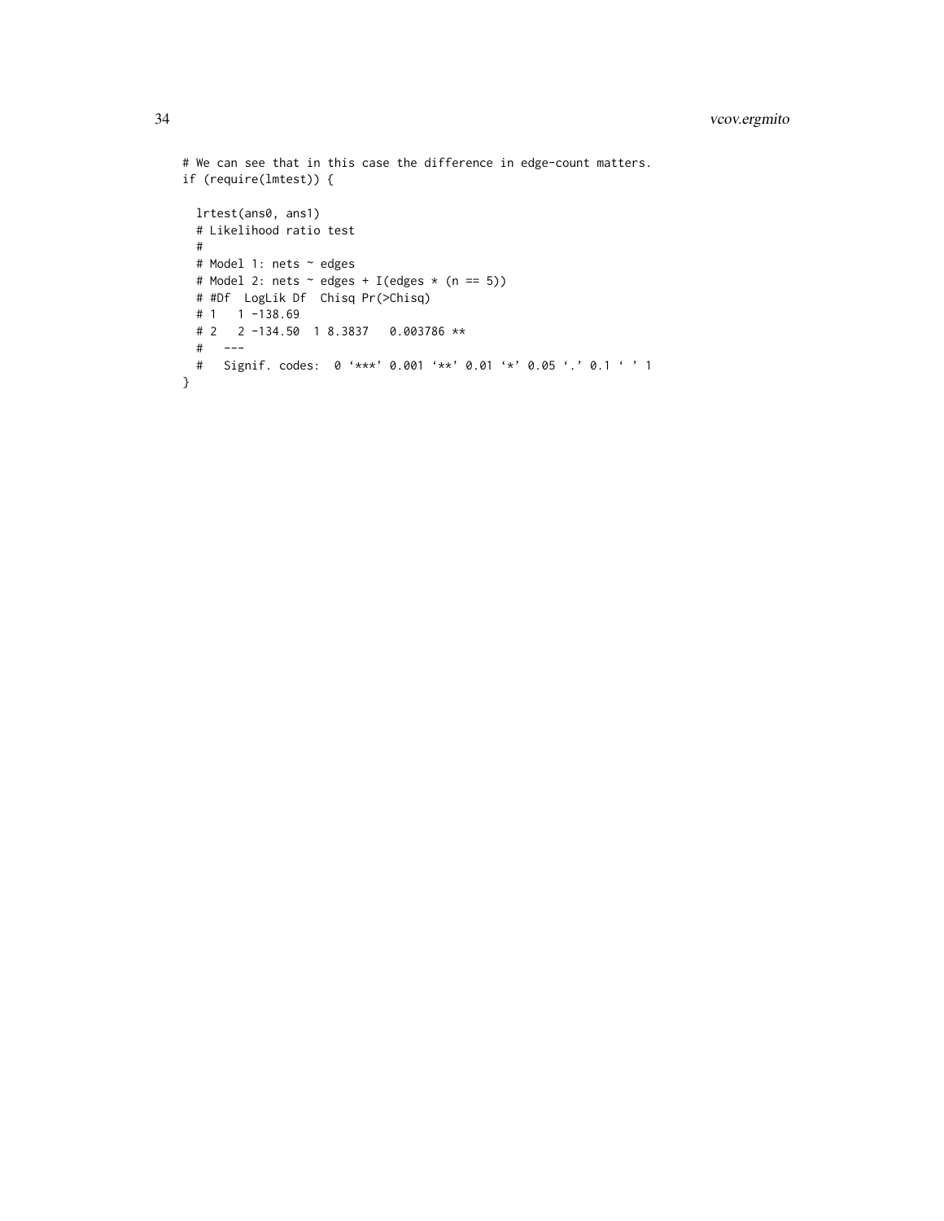```
# We can see that in this case the difference in edge-count matters.
if (require(lmtest)) {

  lrtest(ans0, ans1)
  # Likelihood ratio test
  #
  # Model 1: nets ~ edges
  # Model 2: nets ~ edges + I(edges * (n == 5))
  # #Df  LogLik Df  Chisq Pr(>Chisq)
  # 1   1 -138.69
  # 2   2 -134.50  1 8.3837   0.003786 **
  #   ---
  #   Signif. codes:  0 '***' 0.001 '**' 0.01 '*' 0.05 '.' 0.1 ' ' 1
}
```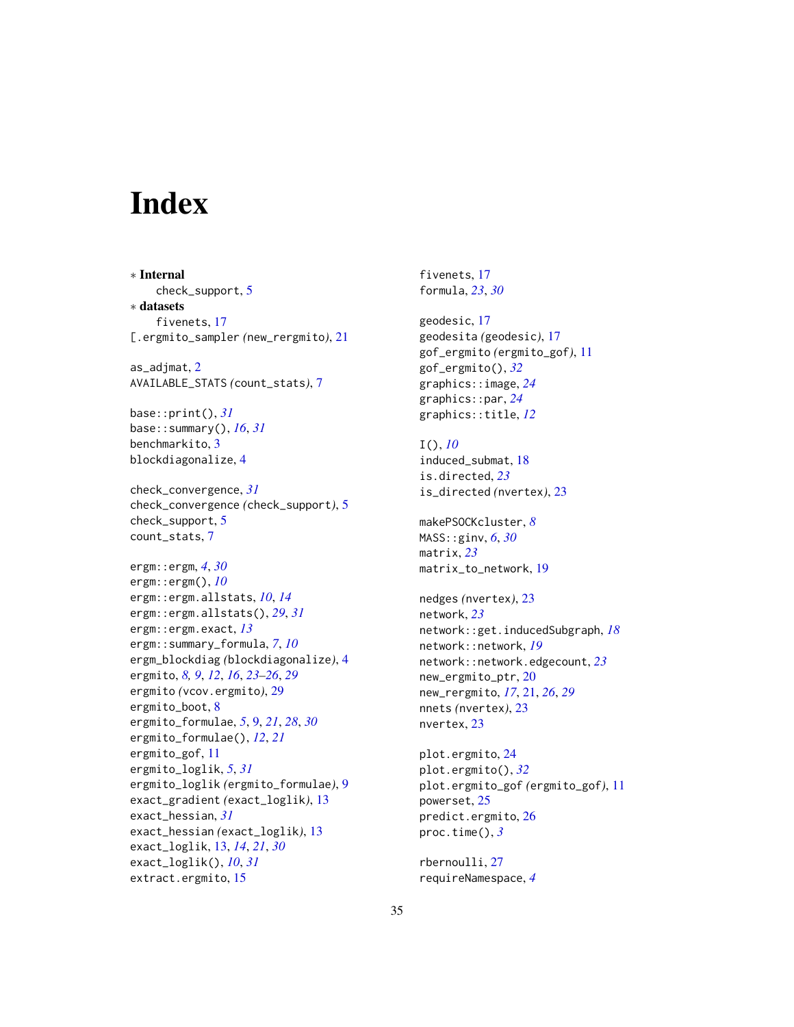# Index

∗ **Internal**
  check_support, 5

∗ **datasets**
  fivenets, 17

[.ergmito_sampler *(*new_rergmito*)*, 21

as_adjmat, 2
AVAILABLE_STATS *(*count_stats*)*, 7

base::print(), *31*
base::summary(), *16*, *31*
benchmarkito, 3
blockdiagonalize, 4

check_convergence, *31*
check_convergence *(*check_support*)*, 5
check_support, 5
count_stats, 7

ergm::ergm, *4*, *30*
ergm::ergm(), *10*
ergm::ergm.allstats, *10*, *14*
ergm::ergm.allstats(), *29*, *31*
ergm::ergm.exact, *13*
ergm::summary_formula, *7*, *10*
ergm_blockdiag *(*blockdiagonalize*)*, 4
ergmito, *8, 9*, *12*, *16*, *23–26*, *29*
ergmito *(*vcov.ergmito*)*, 29
ergmito_boot, 8
ergmito_formulae, *5*, 9, *21*, *28*, *30*
ergmito_formulae(), *12*, *21*
ergmito_gof, 11
ergmito_loglik, *5*, *31*
ergmito_loglik *(*ergmito_formulae*)*, 9
exact_gradient *(*exact_loglik*)*, 13
exact_hessian, *31*
exact_hessian *(*exact_loglik*)*, 13
exact_loglik, 13, *14*, *21*, *30*
exact_loglik(), *10*, *31*
extract.ergmito, 15

fivenets, 17
formula, *23*, *30*

geodesic, 17
geodesita *(*geodesic*)*, 17
gof_ergmito *(*ergmito_gof*)*, 11
gof_ergmito(), *32*
graphics::image, *24*
graphics::par, *24*
graphics::title, *12*

I(), *10*
induced_submat, 18
is.directed, *23*
is_directed *(*nvertex*)*, 23

makePSOCKcluster, *8*
MASS::ginv, *6*, *30*
matrix, *23*
matrix_to_network, 19

nedges *(*nvertex*)*, 23
network, *23*
network::get.inducedSubgraph, *18*
network::network, *19*
network::network.edgecount, *23*
new_ergmito_ptr, 20
new_rergmito, *17*, 21, *26*, *29*
nnets *(*nvertex*)*, 23
nvertex, 23

plot.ergmito, 24
plot.ergmito(), *32*
plot.ergmito_gof *(*ergmito_gof*)*, 11
powerset, 25
predict.ergmito, 26
proc.time(), *3*

rbernoulli, 27
requireNamespace, *4*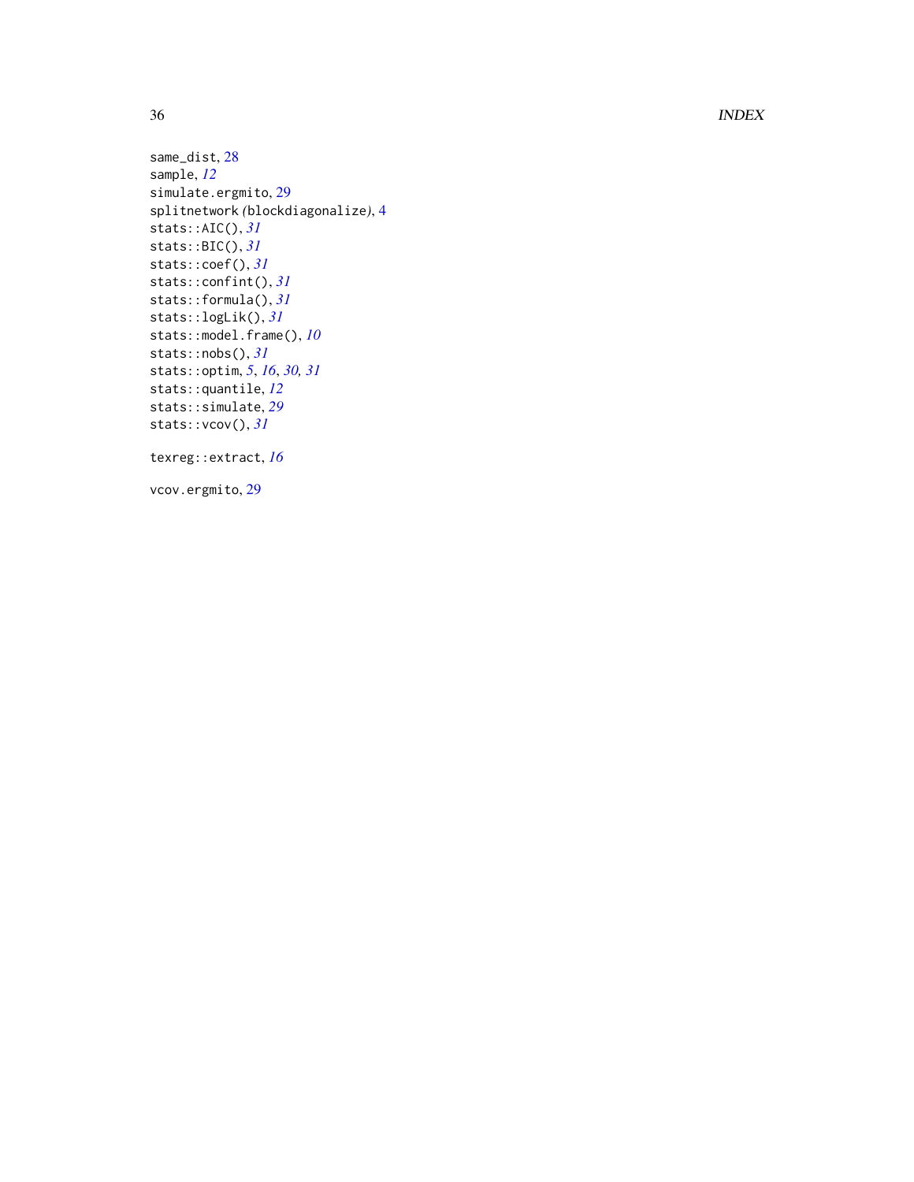same_dist, 28
sample, *12*
simulate.ergmito, 29
splitnetwork *(*blockdiagonalize*)*, 4
stats::AIC(), ***31***
stats::BIC(), ***31***
stats::coef(), ***31***
stats::confint(), ***31***
stats::formula(), ***31***
stats::logLik(), ***31***
stats::model.frame(), *10*
stats::nobs(), ***31***
stats::optim, *5*, *16*, *30*, *31*
stats::quantile, *12*
stats::simulate, *29*
stats::vcov(), ***31***

texreg::extract, *16*

vcov.ergmito, 29